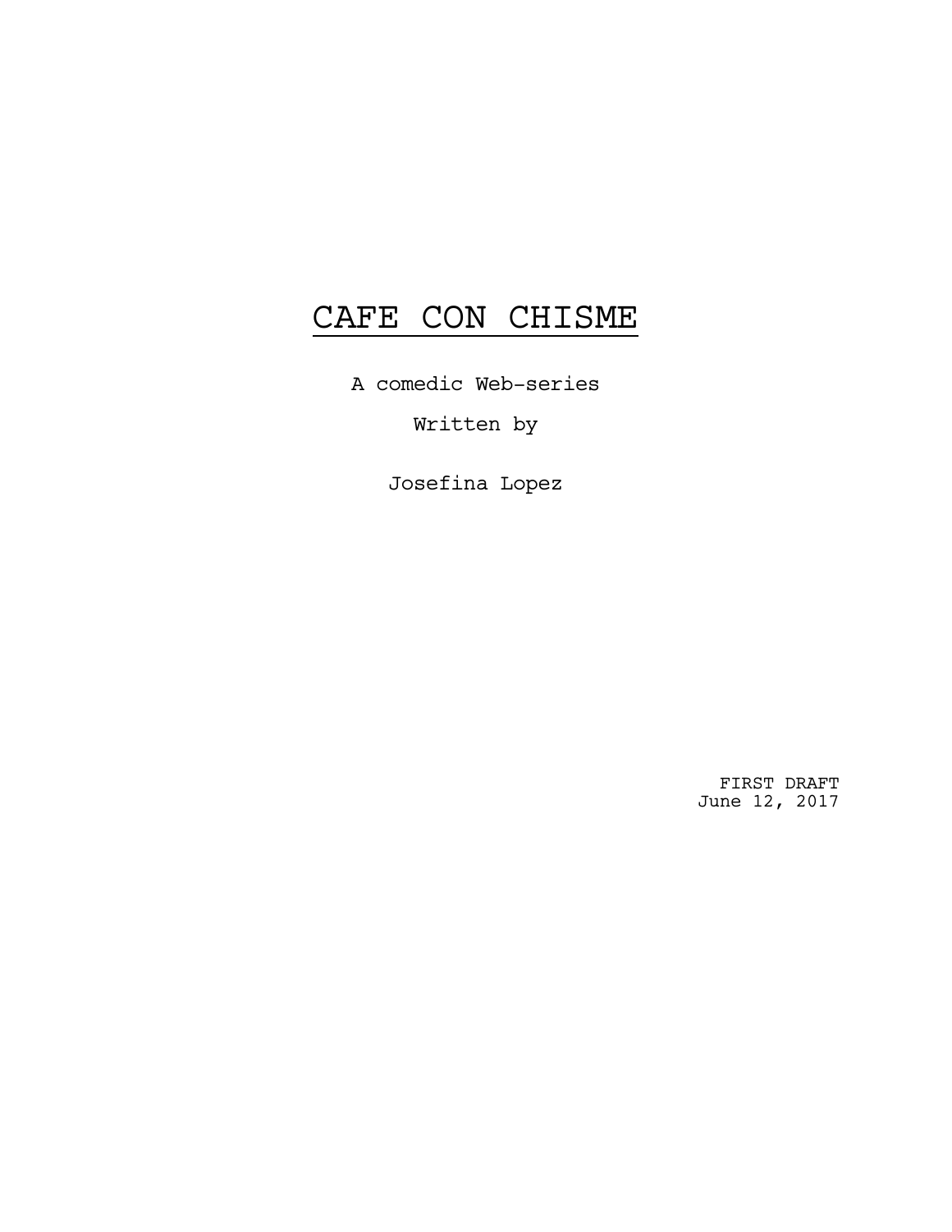# CAFE CON CHISME

A comedic Web-series

Written by

Josefina Lopez

FIRST DRAFT
June 12, 2017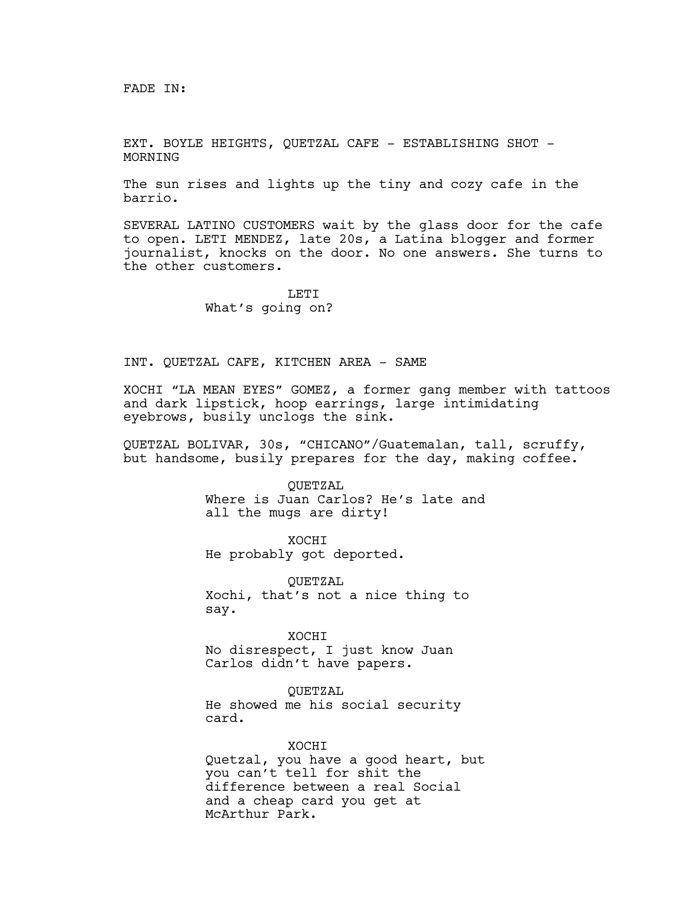FADE IN:

EXT. BOYLE HEIGHTS, QUETZAL CAFE - ESTABLISHING SHOT - MORNING

The sun rises and lights up the tiny and cozy cafe in the barrio.

SEVERAL LATINO CUSTOMERS wait by the glass door for the cafe to open. LETI MENDEZ, late 20s, a Latina blogger and former journalist, knocks on the door. No one answers. She turns to the other customers.

LETI
What's going on?

INT. QUETZAL CAFE, KITCHEN AREA - SAME

XOCHI "LA MEAN EYES" GOMEZ, a former gang member with tattoos and dark lipstick, hoop earrings, large intimidating eyebrows, busily unclogs the sink.

QUETZAL BOLIVAR, 30s, "CHICANO"/Guatemalan, tall, scruffy, but handsome, busily prepares for the day, making coffee.

QUETZAL
Where is Juan Carlos? He's late and all the mugs are dirty!

XOCHI
He probably got deported.

QUETZAL
Xochi, that's not a nice thing to say.

XOCHI
No disrespect, I just know Juan Carlos didn't have papers.

QUETZAL
He showed me his social security card.

XOCHI
Quetzal, you have a good heart, but you can't tell for shit the difference between a real Social and a cheap card you get at McArthur Park.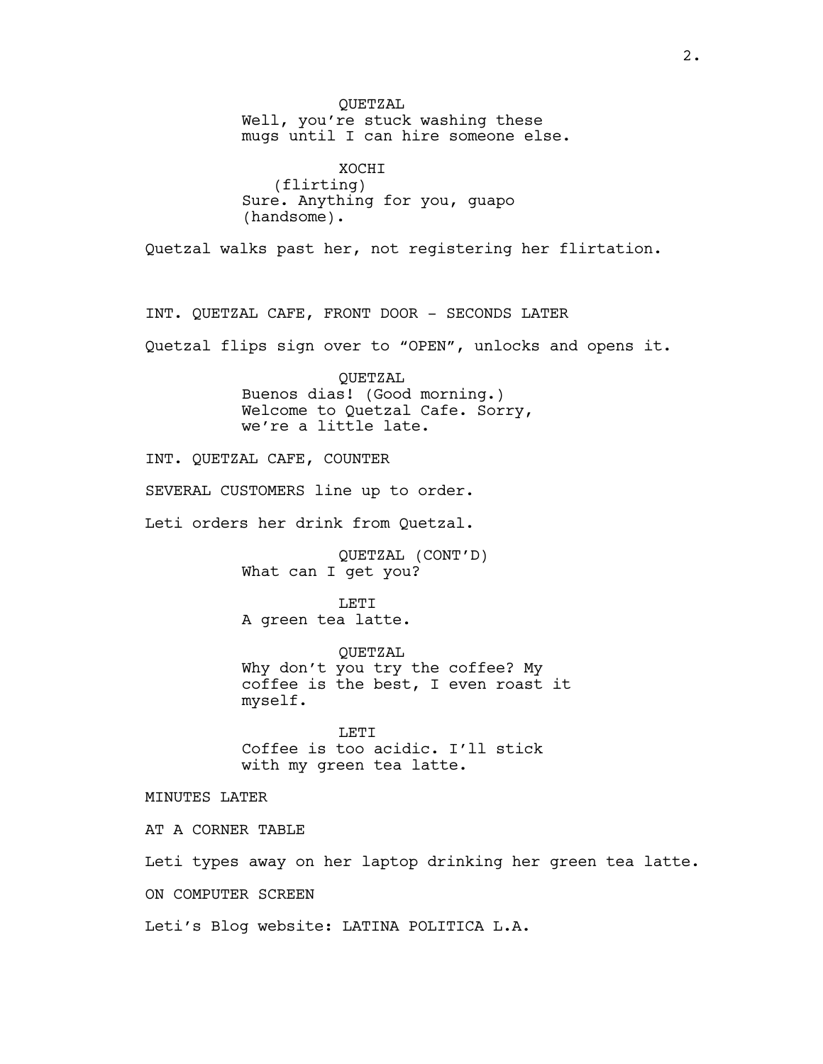QUETZAL
Well, you're stuck washing these mugs until I can hire someone else.

XOCHI
(flirting)
Sure. Anything for you, guapo (handsome).

Quetzal walks past her, not registering her flirtation.

INT. QUETZAL CAFE, FRONT DOOR - SECONDS LATER

Quetzal flips sign over to "OPEN", unlocks and opens it.

QUETZAL
Buenos dias! (Good morning.) Welcome to Quetzal Cafe. Sorry, we're a little late.

INT. QUETZAL CAFE, COUNTER

SEVERAL CUSTOMERS line up to order.

Leti orders her drink from Quetzal.

QUETZAL (CONT'D)
What can I get you?

LETI
A green tea latte.

QUETZAL
Why don't you try the coffee? My coffee is the best, I even roast it myself.

LETI
Coffee is too acidic. I'll stick with my green tea latte.

MINUTES LATER

AT A CORNER TABLE

Leti types away on her laptop drinking her green tea latte.

ON COMPUTER SCREEN

Leti's Blog website: LATINA POLITICA L.A.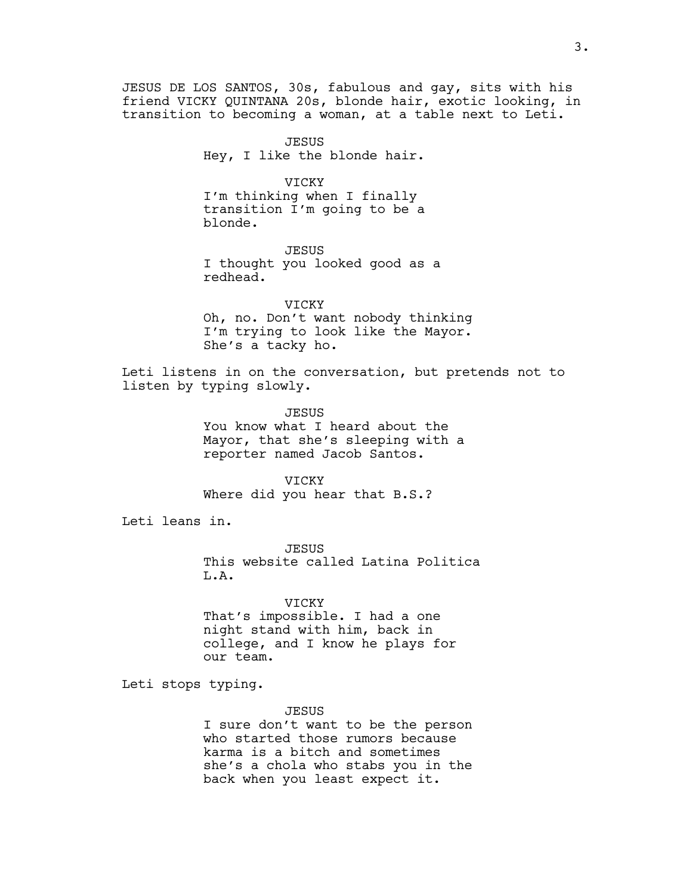JESUS DE LOS SANTOS, 30s, fabulous and gay, sits with his friend VICKY QUINTANA 20s, blonde hair, exotic looking, in transition to becoming a woman, at a table next to Leti.

JESUS
Hey, I like the blonde hair.

VICKY
I'm thinking when I finally transition I'm going to be a blonde.

JESUS
I thought you looked good as a redhead.

VICKY
Oh, no. Don't want nobody thinking I'm trying to look like the Mayor. She's a tacky ho.

Leti listens in on the conversation, but pretends not to listen by typing slowly.

JESUS
You know what I heard about the Mayor, that she's sleeping with a reporter named Jacob Santos.

VICKY
Where did you hear that B.S.?

Leti leans in.

JESUS
This website called Latina Politica L.A.

VICKY
That's impossible. I had a one night stand with him, back in college, and I know he plays for our team.

Leti stops typing.

JESUS
I sure don't want to be the person who started those rumors because karma is a bitch and sometimes she's a chola who stabs you in the back when you least expect it.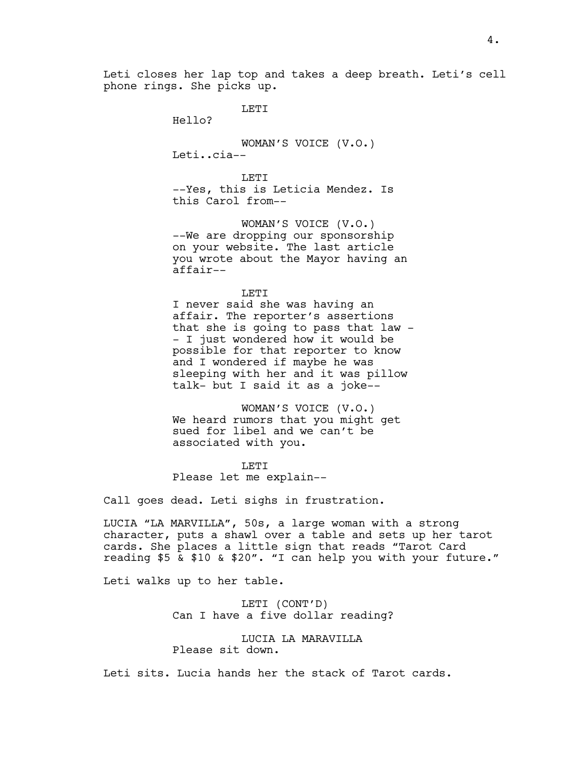Leti closes her lap top and takes a deep breath. Leti's cell phone rings. She picks up.

LETI
Hello?

WOMAN'S VOICE (V.O.)
Leti..cia--

LETI
--Yes, this is Leticia Mendez. Is this Carol from--

WOMAN'S VOICE (V.O.)
--We are dropping our sponsorship on your website. The last article you wrote about the Mayor having an affair--

LETI
I never said she was having an affair. The reporter's assertions that she is going to pass that law -- I just wondered how it would be possible for that reporter to know and I wondered if maybe he was sleeping with her and it was pillow talk- but I said it as a joke--

WOMAN'S VOICE (V.O.)
We heard rumors that you might get sued for libel and we can't be associated with you.

LETI
Please let me explain--

Call goes dead. Leti sighs in frustration.

LUCIA "LA MARVILLA", 50s, a large woman with a strong character, puts a shawl over a table and sets up her tarot cards. She places a little sign that reads "Tarot Card reading $5 & $10 & $20". "I can help you with your future."

Leti walks up to her table.

LETI (CONT'D)
Can I have a five dollar reading?

LUCIA LA MARAVILLA
Please sit down.

Leti sits. Lucia hands her the stack of Tarot cards.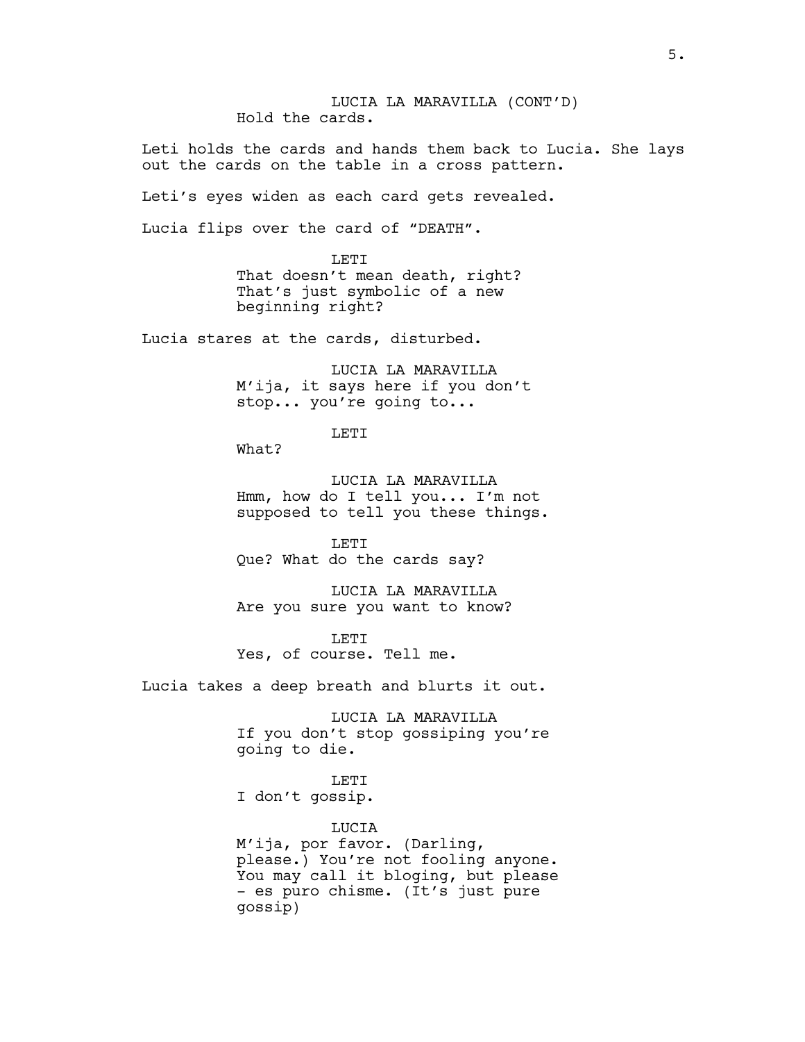LUCIA LA MARAVILLA (CONT'D)
Hold the cards.

Leti holds the cards and hands them back to Lucia. She lays out the cards on the table in a cross pattern.

Leti's eyes widen as each card gets revealed.

Lucia flips over the card of "DEATH".

LETI
That doesn't mean death, right? That's just symbolic of a new beginning right?

Lucia stares at the cards, disturbed.

LUCIA LA MARAVILLA
M'ija, it says here if you don't stop... you're going to...

LETI
What?

LUCIA LA MARAVILLA
Hmm, how do I tell you... I'm not supposed to tell you these things.

LETI
Que? What do the cards say?

LUCIA LA MARAVILLA
Are you sure you want to know?

LETI
Yes, of course. Tell me.

Lucia takes a deep breath and blurts it out.

LUCIA LA MARAVILLA
If you don't stop gossiping you're going to die.

LETI
I don't gossip.

LUCIA
M'ija, por favor. (Darling, please.) You're not fooling anyone. You may call it bloging, but please - es puro chisme. (It's just pure gossip)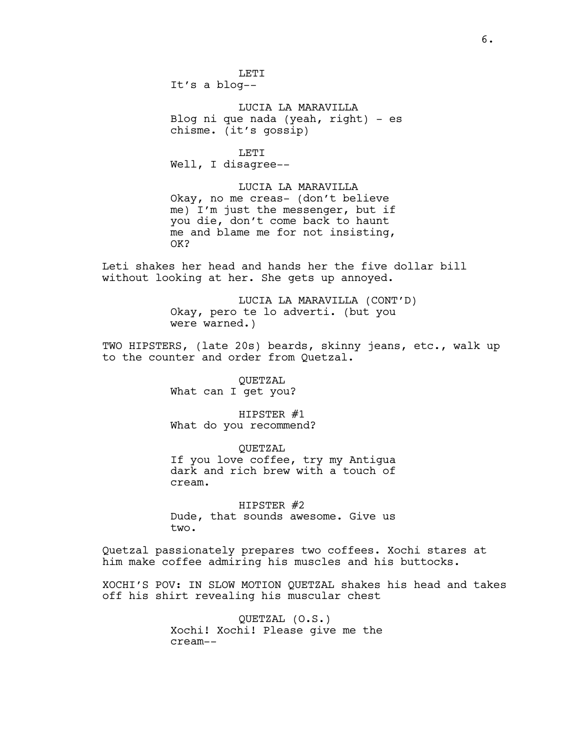LETI
It's a blog--

LUCIA LA MARAVILLA
Blog ni que nada (yeah, right) - es chisme. (it's gossip)

LETI
Well, I disagree--

LUCIA LA MARAVILLA
Okay, no me creas- (don't believe me) I'm just the messenger, but if you die, don't come back to haunt me and blame me for not insisting, OK?

Leti shakes her head and hands her the five dollar bill without looking at her. She gets up annoyed.

LUCIA LA MARAVILLA (CONT'D)
Okay, pero te lo adverti. (but you were warned.)

TWO HIPSTERS, (late 20s) beards, skinny jeans, etc., walk up to the counter and order from Quetzal.

QUETZAL
What can I get you?

HIPSTER #1
What do you recommend?

QUETZAL
If you love coffee, try my Antigua dark and rich brew with a touch of cream.

HIPSTER #2
Dude, that sounds awesome. Give us two.

Quetzal passionately prepares two coffees. Xochi stares at him make coffee admiring his muscles and his buttocks.

XOCHI'S POV: IN SLOW MOTION QUETZAL shakes his head and takes off his shirt revealing his muscular chest

QUETZAL (O.S.)
Xochi! Xochi! Please give me the cream--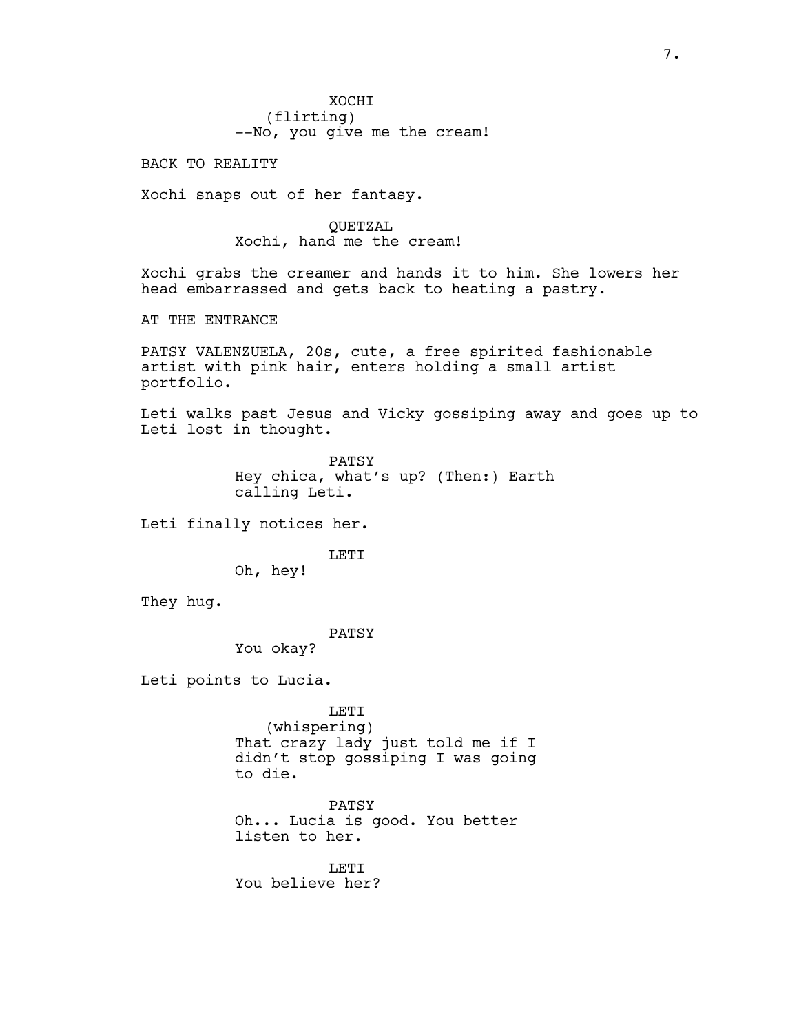XOCHI
(flirting)
--No, you give me the cream!

BACK TO REALITY

Xochi snaps out of her fantasy.

QUETZAL
Xochi, hand me the cream!

Xochi grabs the creamer and hands it to him. She lowers her head embarrassed and gets back to heating a pastry.

AT THE ENTRANCE

PATSY VALENZUELA, 20s, cute, a free spirited fashionable artist with pink hair, enters holding a small artist portfolio.

Leti walks past Jesus and Vicky gossiping away and goes up to Leti lost in thought.

PATSY
Hey chica, what's up? (Then:) Earth calling Leti.

Leti finally notices her.

LETI
Oh, hey!

They hug.

PATSY
You okay?

Leti points to Lucia.

LETI
(whispering)
That crazy lady just told me if I didn't stop gossiping I was going to die.

PATSY
Oh... Lucia is good. You better listen to her.

LETI
You believe her?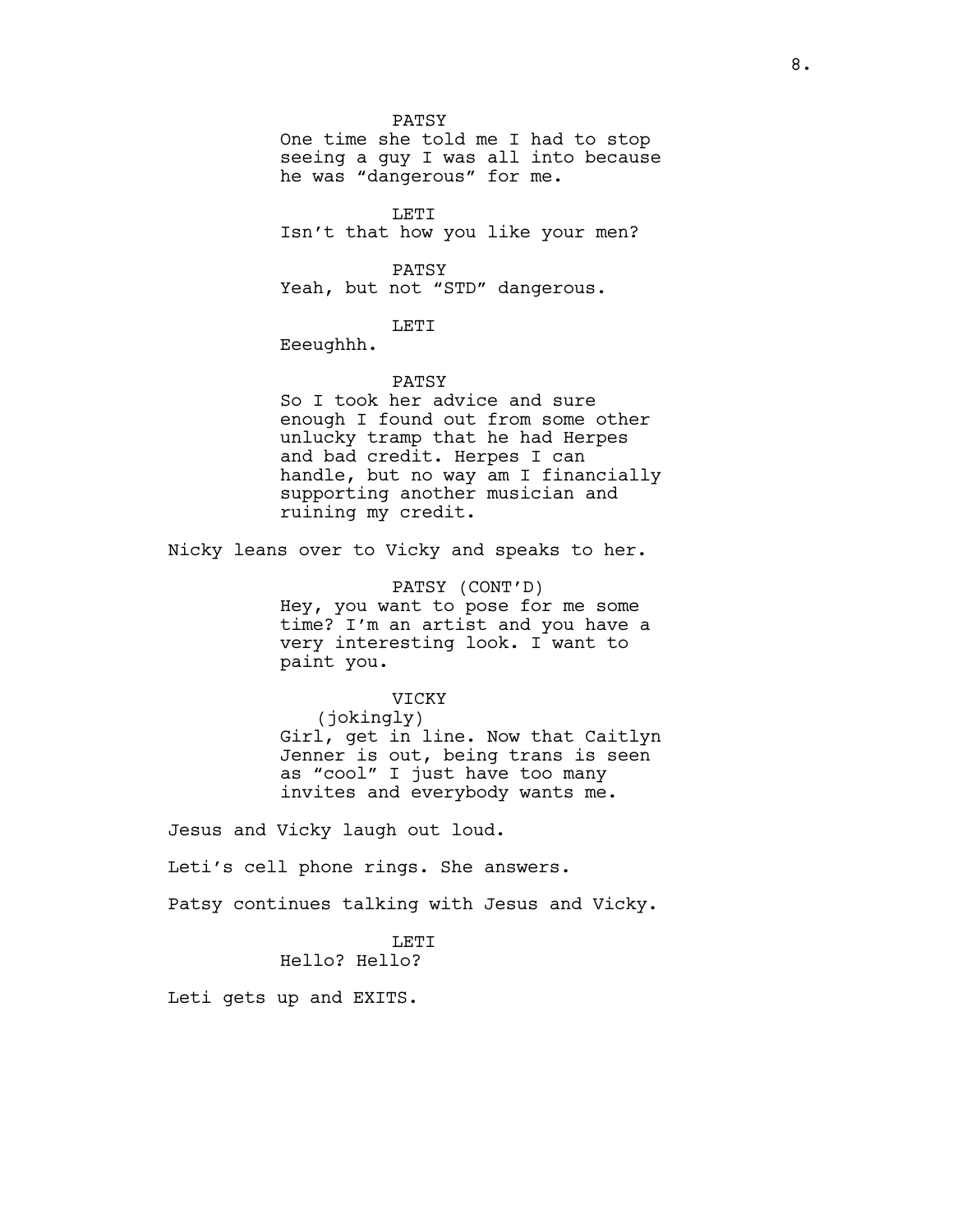PATSY

One time she told me I had to stop seeing a guy I was all into because he was “dangerous” for me.

LETI

Isn’t that how you like your men?

PATSY

Yeah, but not “STD” dangerous.

LETI

Eeeughhh.

PATSY

So I took her advice and sure enough I found out from some other unlucky tramp that he had Herpes and bad credit. Herpes I can handle, but no way am I financially supporting another musician and ruining my credit.

Nicky leans over to Vicky and speaks to her.

PATSY (CONT’D)

Hey, you want to pose for me some time? I’m an artist and you have a very interesting look. I want to paint you.

VICKY

(jokingly)

Girl, get in line. Now that Caitlyn Jenner is out, being trans is seen as “cool” I just have too many invites and everybody wants me.

Jesus and Vicky laugh out loud.

Leti’s cell phone rings. She answers.

Patsy continues talking with Jesus and Vicky.

LETI

Hello? Hello?

Leti gets up and EXITS.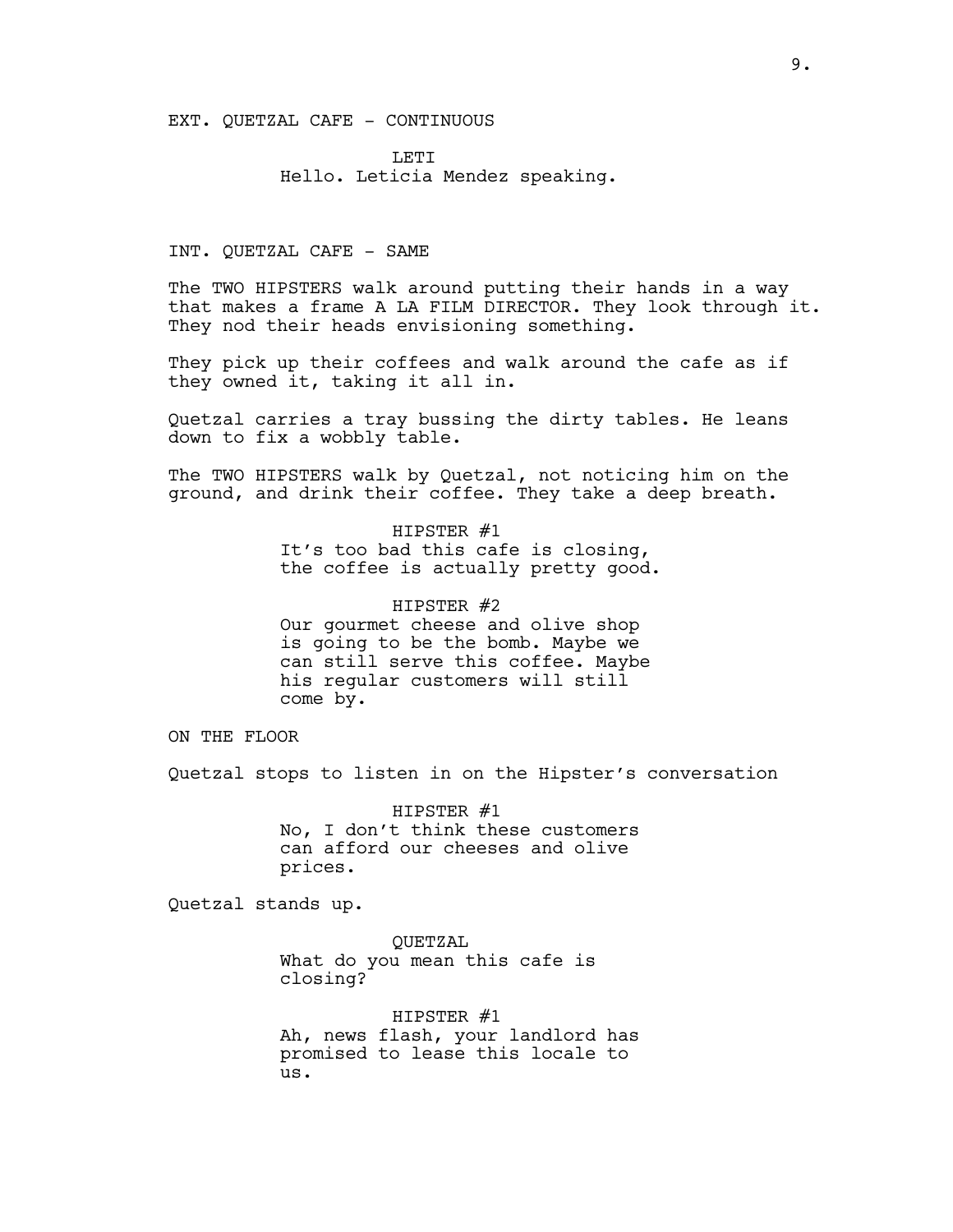EXT. QUETZAL CAFE - CONTINUOUS

LETI

Hello. Leticia Mendez speaking.

INT. QUETZAL CAFE - SAME

The TWO HIPSTERS walk around putting their hands in a way that makes a frame A LA FILM DIRECTOR. They look through it. They nod their heads envisioning something.

They pick up their coffees and walk around the cafe as if they owned it, taking it all in.

Quetzal carries a tray bussing the dirty tables. He leans down to fix a wobbly table.

The TWO HIPSTERS walk by Quetzal, not noticing him on the ground, and drink their coffee. They take a deep breath.

HIPSTER #1

It’s too bad this cafe is closing, the coffee is actually pretty good.

HIPSTER #2

Our gourmet cheese and olive shop is going to be the bomb. Maybe we can still serve this coffee. Maybe his regular customers will still come by.

ON THE FLOOR

Quetzal stops to listen in on the Hipster’s conversation

HIPSTER #1

No, I don’t think these customers can afford our cheeses and olive prices.

Quetzal stands up.

QUETZAL

What do you mean this cafe is closing?

HIPSTER #1

Ah, news flash, your landlord has promised to lease this locale to us.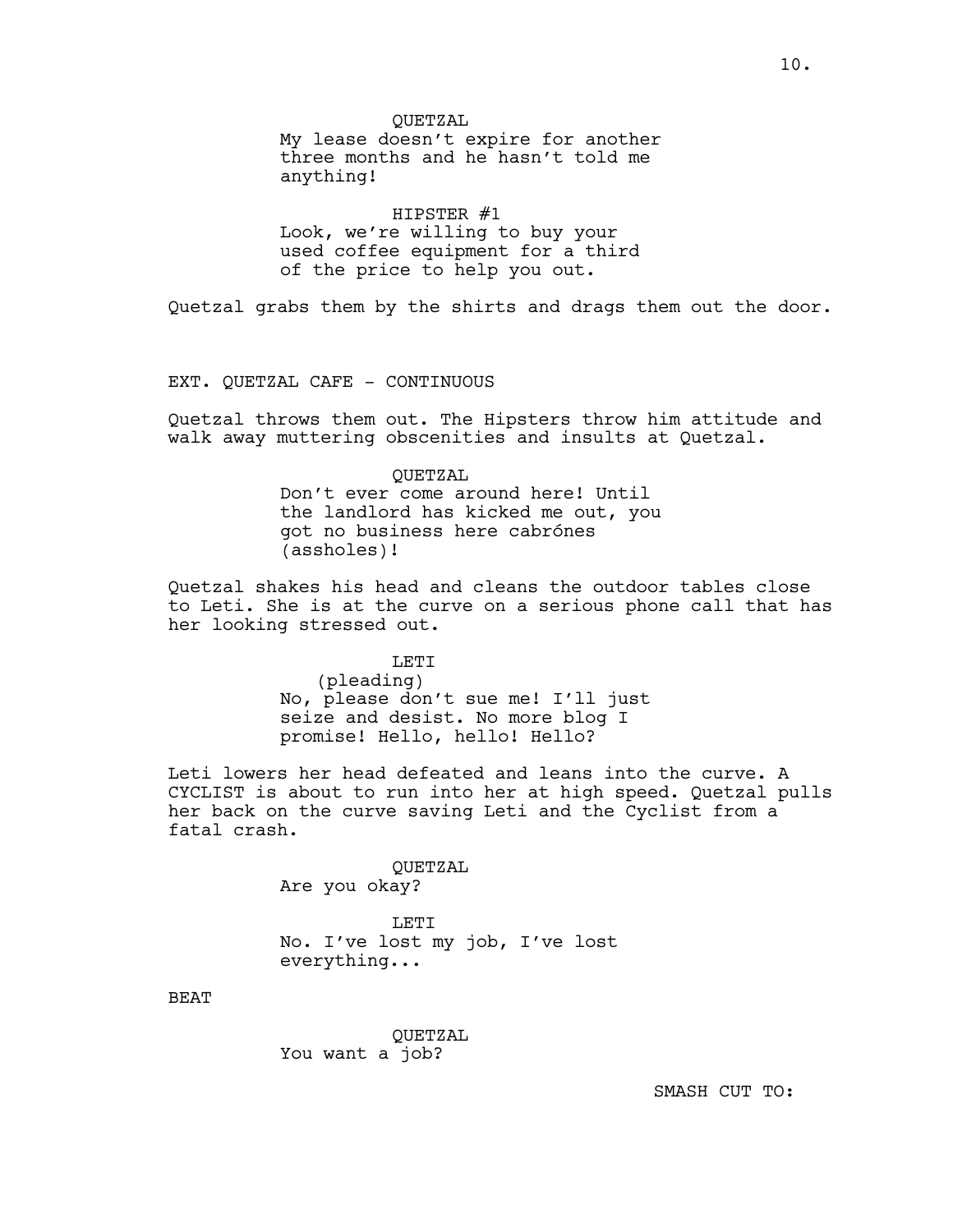QUETZAL
My lease doesn't expire for another three months and he hasn't told me anything!

HIPSTER #1
Look, we're willing to buy your used coffee equipment for a third of the price to help you out.

Quetzal grabs them by the shirts and drags them out the door.

EXT. QUETZAL CAFE - CONTINUOUS

Quetzal throws them out. The Hipsters throw him attitude and walk away muttering obscenities and insults at Quetzal.

QUETZAL
Don't ever come around here! Until the landlord has kicked me out, you got no business here cabrónes (assholes)!

Quetzal shakes his head and cleans the outdoor tables close to Leti. She is at the curve on a serious phone call that has her looking stressed out.

LETI
(pleading)
No, please don't sue me! I'll just seize and desist. No more blog I promise! Hello, hello! Hello?

Leti lowers her head defeated and leans into the curve. A CYCLIST is about to run into her at high speed. Quetzal pulls her back on the curve saving Leti and the Cyclist from a fatal crash.

QUETZAL
Are you okay?

LETI
No. I've lost my job, I've lost everything...

BEAT

QUETZAL
You want a job?

SMASH CUT TO: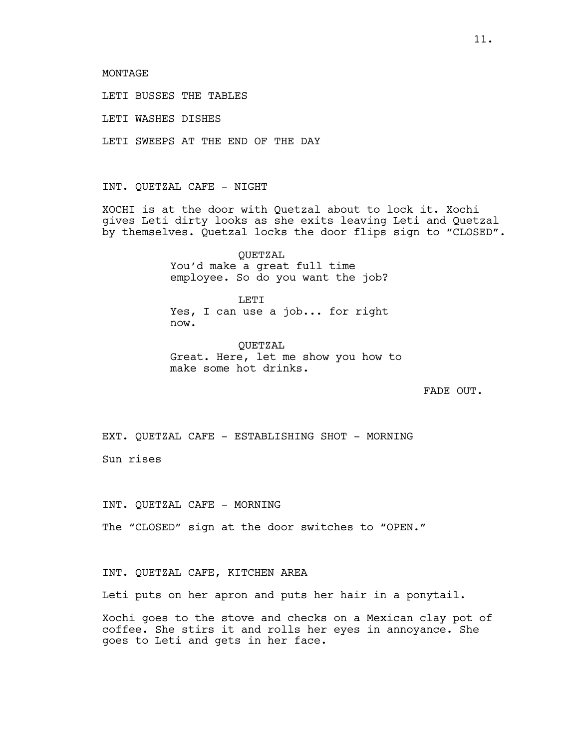MONTAGE

LETI BUSSES THE TABLES

LETI WASHES DISHES

LETI SWEEPS AT THE END OF THE DAY

INT. QUETZAL CAFE - NIGHT

XOCHI is at the door with Quetzal about to lock it. Xochi gives Leti dirty looks as she exits leaving Leti and Quetzal by themselves. Quetzal locks the door flips sign to “CLOSED”.

QUETZAL
You’d make a great full time employee. So do you want the job?

LETI
Yes, I can use a job... for right now.

QUETZAL
Great. Here, let me show you how to make some hot drinks.

FADE OUT.

EXT. QUETZAL CAFE - ESTABLISHING SHOT - MORNING

Sun rises

INT. QUETZAL CAFE - MORNING

The “CLOSED” sign at the door switches to “OPEN.”

INT. QUETZAL CAFE, KITCHEN AREA

Leti puts on her apron and puts her hair in a ponytail.

Xochi goes to the stove and checks on a Mexican clay pot of coffee. She stirs it and rolls her eyes in annoyance. She goes to Leti and gets in her face.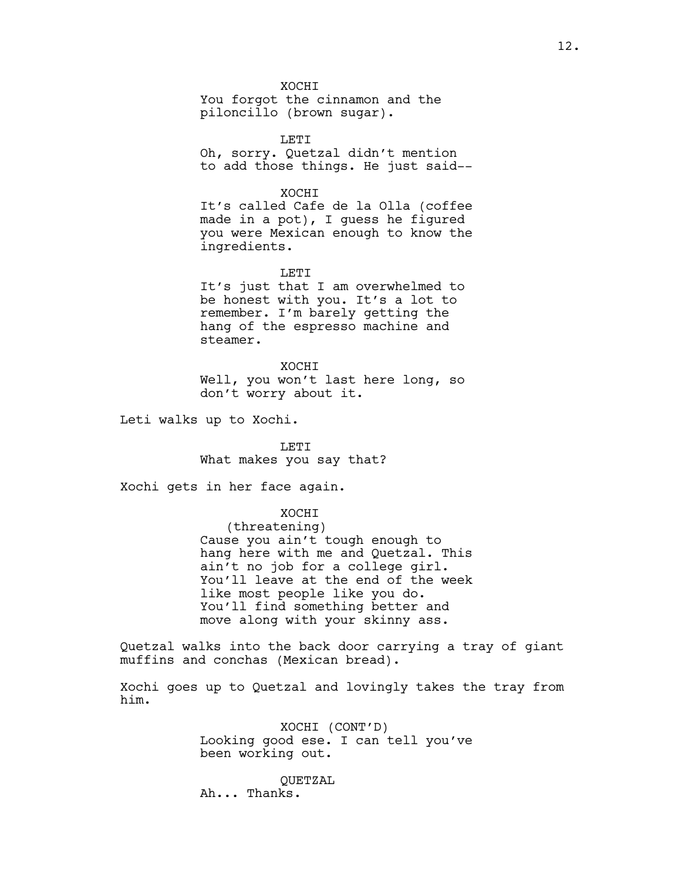XOCHI
You forgot the cinnamon and the piloncillo (brown sugar).

LETI
Oh, sorry. Quetzal didn't mention to add those things. He just said--

XOCHI
It's called Cafe de la Olla (coffee made in a pot), I guess he figured you were Mexican enough to know the ingredients.

LETI
It's just that I am overwhelmed to be honest with you. It's a lot to remember. I'm barely getting the hang of the espresso machine and steamer.

XOCHI
Well, you won't last here long, so don't worry about it.

Leti walks up to Xochi.

LETI
What makes you say that?

Xochi gets in her face again.

XOCHI
(threatening)
Cause you ain't tough enough to hang here with me and Quetzal. This ain't no job for a college girl. You'll leave at the end of the week like most people like you do. You'll find something better and move along with your skinny ass.

Quetzal walks into the back door carrying a tray of giant muffins and conchas (Mexican bread).

Xochi goes up to Quetzal and lovingly takes the tray from him.

XOCHI (CONT'D)
Looking good ese. I can tell you've been working out.

QUETZAL
Ah... Thanks.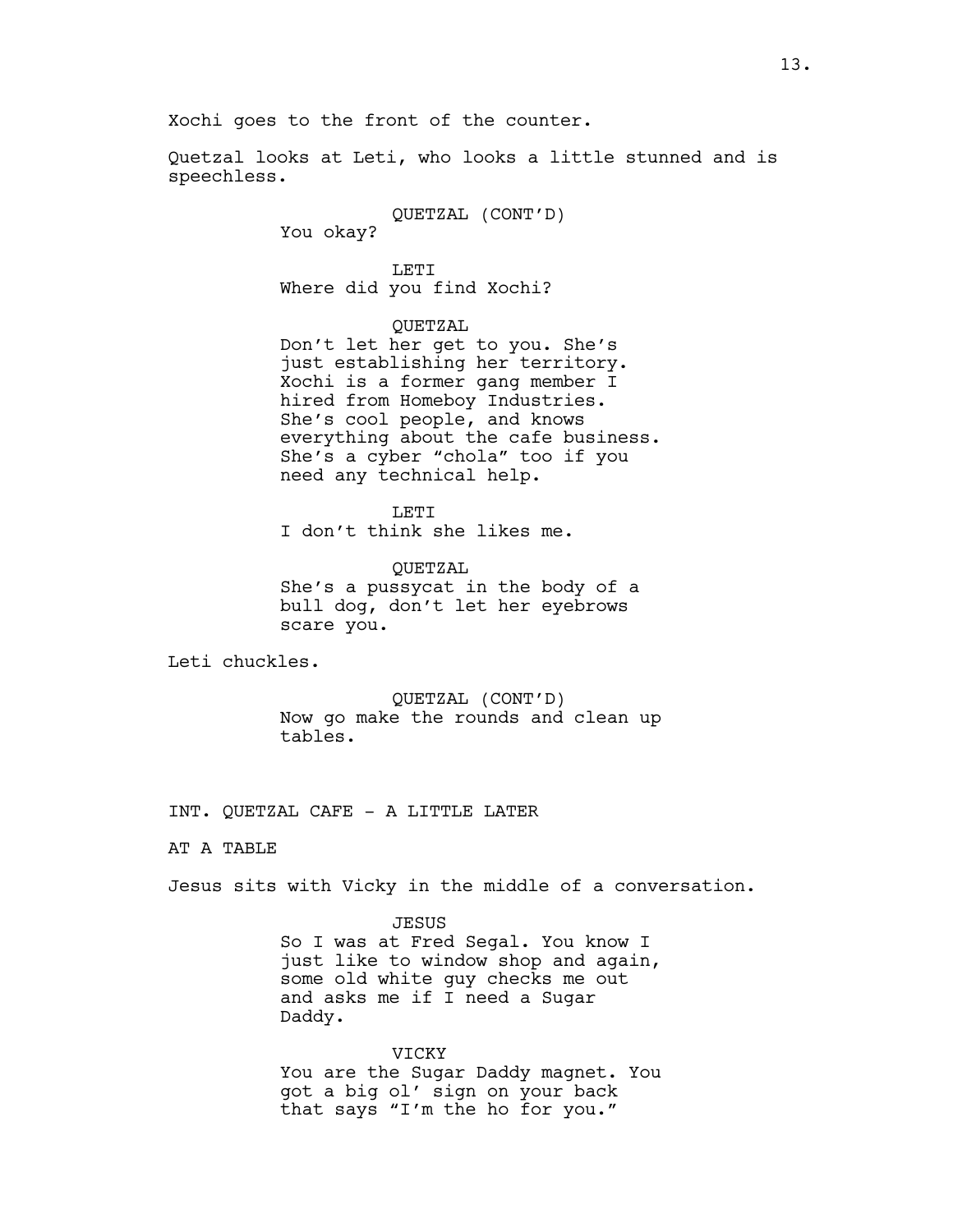Xochi goes to the front of the counter.

Quetzal looks at Leti, who looks a little stunned and is speechless.

QUETZAL (CONT'D)
You okay?

LETI
Where did you find Xochi?

QUETZAL
Don't let her get to you. She's just establishing her territory. Xochi is a former gang member I hired from Homeboy Industries. She's cool people, and knows everything about the cafe business. She's a cyber "chola" too if you need any technical help.

LETI
I don't think she likes me.

QUETZAL
She's a pussycat in the body of a bull dog, don't let her eyebrows scare you.

Leti chuckles.

QUETZAL (CONT'D)
Now go make the rounds and clean up tables.

INT. QUETZAL CAFE - A LITTLE LATER

AT A TABLE

Jesus sits with Vicky in the middle of a conversation.

JESUS
So I was at Fred Segal. You know I just like to window shop and again, some old white guy checks me out and asks me if I need a Sugar Daddy.

VICKY
You are the Sugar Daddy magnet. You got a big ol' sign on your back that says "I'm the ho for you."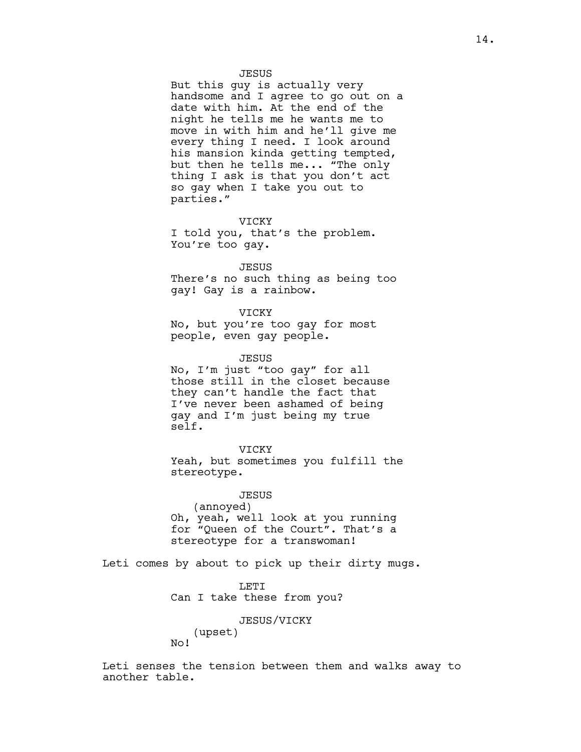JESUS
But this guy is actually very handsome and I agree to go out on a date with him. At the end of the night he tells me he wants me to move in with him and he'll give me every thing I need. I look around his mansion kinda getting tempted, but then he tells me... "The only thing I ask is that you don't act so gay when I take you out to parties."

VICKY
I told you, that's the problem. You're too gay.

JESUS
There's no such thing as being too gay! Gay is a rainbow.

VICKY
No, but you're too gay for most people, even gay people.

JESUS
No, I'm just "too gay" for all those still in the closet because they can't handle the fact that I've never been ashamed of being gay and I'm just being my true self.

VICKY
Yeah, but sometimes you fulfill the stereotype.

JESUS
(annoyed)
Oh, yeah, well look at you running for "Queen of the Court". That's a stereotype for a transwoman!

Leti comes by about to pick up their dirty mugs.

LETI
Can I take these from you?

JESUS/VICKY
(upset)
No!

Leti senses the tension between them and walks away to another table.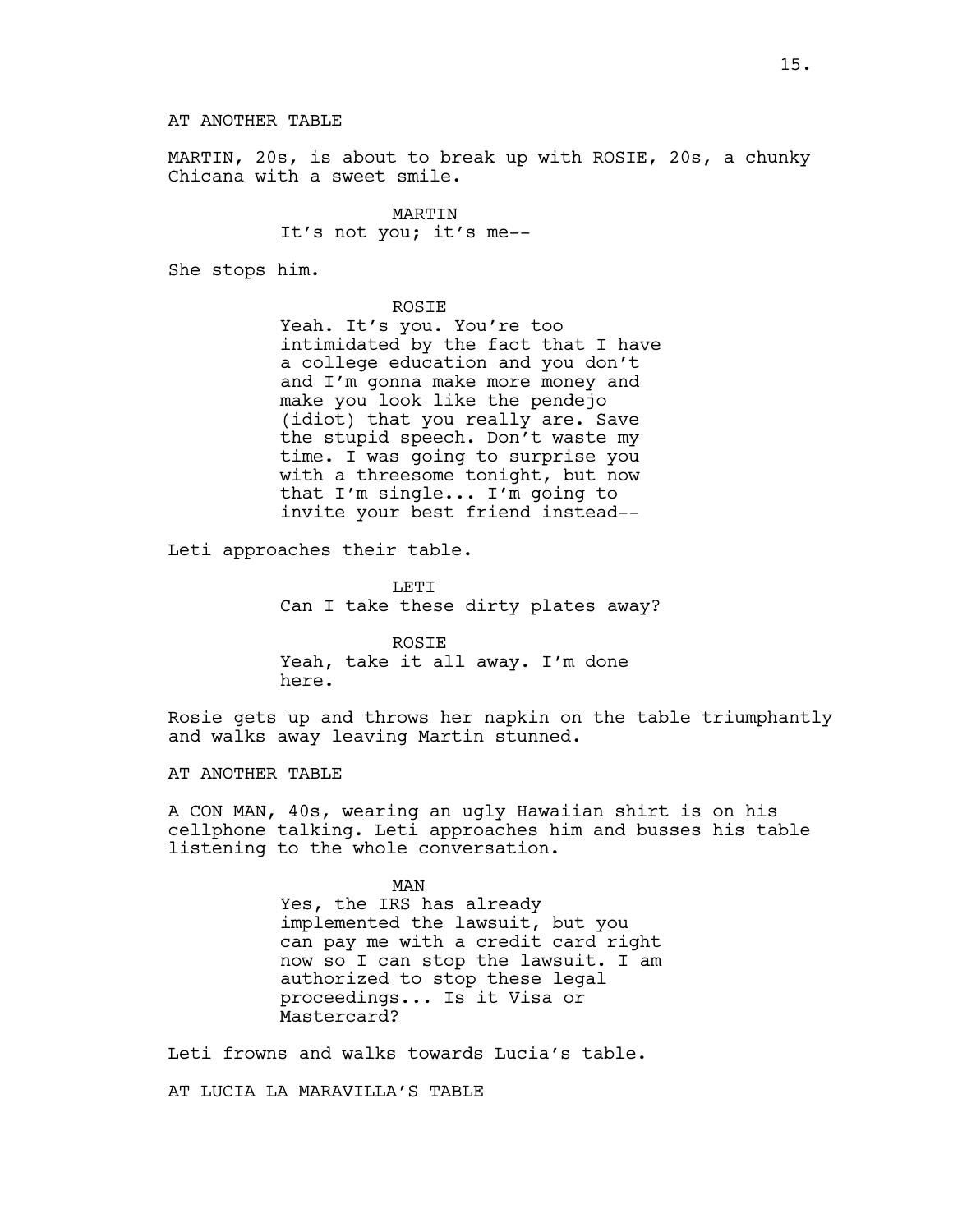AT ANOTHER TABLE

MARTIN, 20s, is about to break up with ROSIE, 20s, a chunky Chicana with a sweet smile.

MARTIN
It's not you; it's me--

She stops him.

ROSIE
Yeah. It's you. You're too intimidated by the fact that I have a college education and you don't and I'm gonna make more money and make you look like the pendejo (idiot) that you really are. Save the stupid speech. Don't waste my time. I was going to surprise you with a threesome tonight, but now that I'm single... I'm going to invite your best friend instead--

Leti approaches their table.

LETI
Can I take these dirty plates away?

ROSIE
Yeah, take it all away. I'm done here.

Rosie gets up and throws her napkin on the table triumphantly and walks away leaving Martin stunned.

AT ANOTHER TABLE

A CON MAN, 40s, wearing an ugly Hawaiian shirt is on his cellphone talking. Leti approaches him and busses his table listening to the whole conversation.

MAN
Yes, the IRS has already implemented the lawsuit, but you can pay me with a credit card right now so I can stop the lawsuit. I am authorized to stop these legal proceedings... Is it Visa or Mastercard?

Leti frowns and walks towards Lucia's table.

AT LUCIA LA MARAVILLA'S TABLE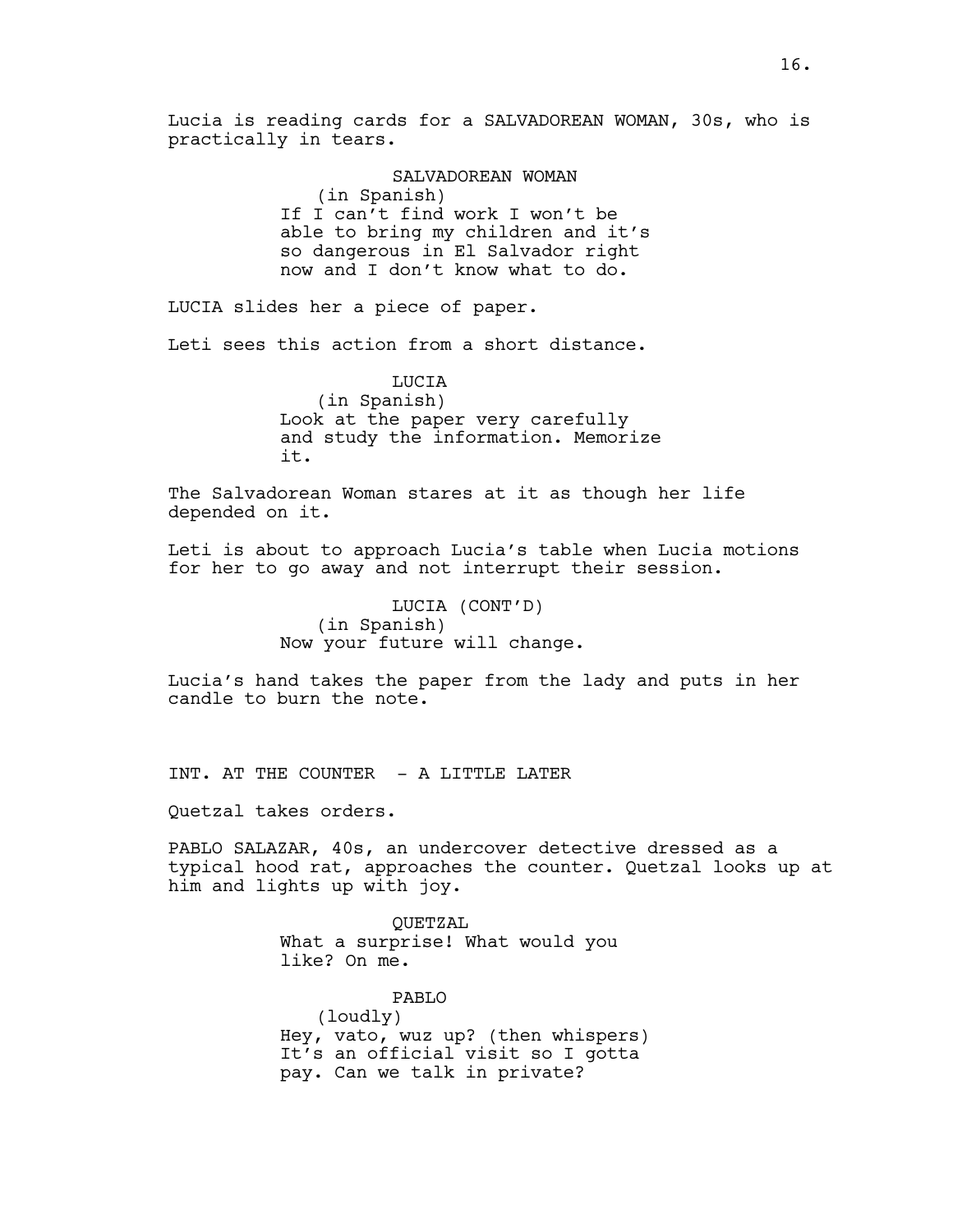Lucia is reading cards for a SALVADOREAN WOMAN, 30s, who is practically in tears.

SALVADOREAN WOMAN
(in Spanish)
If I can't find work I won't be able to bring my children and it's so dangerous in El Salvador right now and I don't know what to do.

LUCIA slides her a piece of paper.

Leti sees this action from a short distance.

LUCIA
(in Spanish)
Look at the paper very carefully and study the information. Memorize it.

The Salvadorean Woman stares at it as though her life depended on it.

Leti is about to approach Lucia's table when Lucia motions for her to go away and not interrupt their session.

LUCIA (CONT'D)
(in Spanish)
Now your future will change.

Lucia's hand takes the paper from the lady and puts in her candle to burn the note.

INT. AT THE COUNTER - A LITTLE LATER

Quetzal takes orders.

PABLO SALAZAR, 40s, an undercover detective dressed as a typical hood rat, approaches the counter. Quetzal looks up at him and lights up with joy.

QUETZAL
What a surprise! What would you like? On me.

PABLO
(loudly)
Hey, vato, wuz up? (then whispers)
It's an official visit so I gotta pay. Can we talk in private?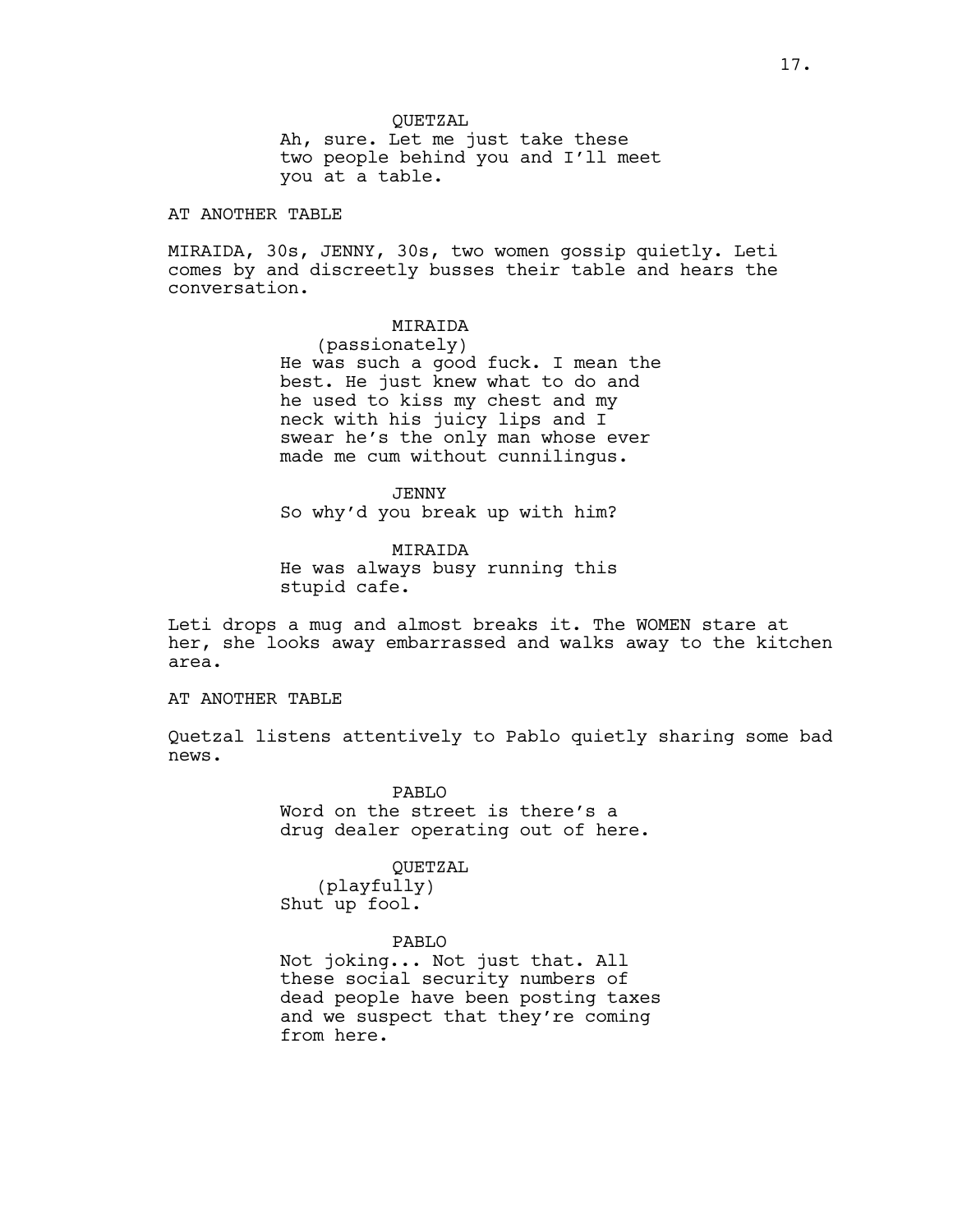QUETZAL
Ah, sure. Let me just take these two people behind you and I'll meet you at a table.

AT ANOTHER TABLE

MIRAIDA, 30s, JENNY, 30s, two women gossip quietly. Leti comes by and discreetly busses their table and hears the conversation.

MIRAIDA
(passionately)
He was such a good fuck. I mean the best. He just knew what to do and he used to kiss my chest and my neck with his juicy lips and I swear he's the only man whose ever made me cum without cunnilingus.

JENNY
So why'd you break up with him?

MIRAIDA
He was always busy running this stupid cafe.

Leti drops a mug and almost breaks it. The WOMEN stare at her, she looks away embarrassed and walks away to the kitchen area.

AT ANOTHER TABLE

Quetzal listens attentively to Pablo quietly sharing some bad news.

PABLO
Word on the street is there's a drug dealer operating out of here.

QUETZAL
(playfully)
Shut up fool.

PABLO
Not joking... Not just that. All these social security numbers of dead people have been posting taxes and we suspect that they're coming from here.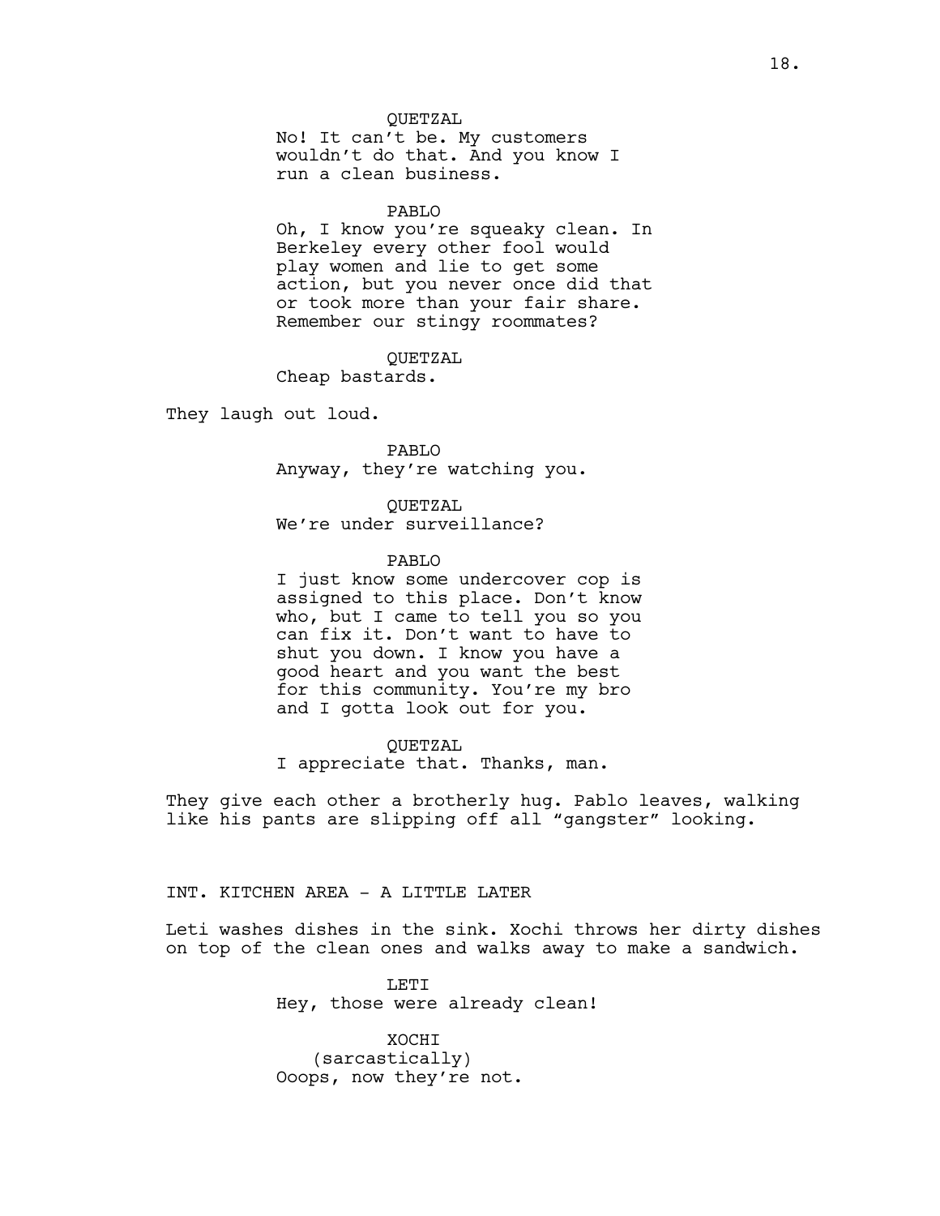QUETZAL
No! It can't be. My customers wouldn't do that. And you know I run a clean business.

PABLO
Oh, I know you're squeaky clean. In Berkeley every other fool would play women and lie to get some action, but you never once did that or took more than your fair share. Remember our stingy roommates?

QUETZAL
Cheap bastards.

They laugh out loud.

PABLO
Anyway, they're watching you.

QUETZAL
We're under surveillance?

PABLO
I just know some undercover cop is assigned to this place. Don't know who, but I came to tell you so you can fix it. Don't want to have to shut you down. I know you have a good heart and you want the best for this community. You're my bro and I gotta look out for you.

QUETZAL
I appreciate that. Thanks, man.

They give each other a brotherly hug. Pablo leaves, walking like his pants are slipping off all "gangster" looking.

INT. KITCHEN AREA - A LITTLE LATER

Leti washes dishes in the sink. Xochi throws her dirty dishes on top of the clean ones and walks away to make a sandwich.

LETI
Hey, those were already clean!

XOCHI
(sarcastically)
Ooops, now they're not.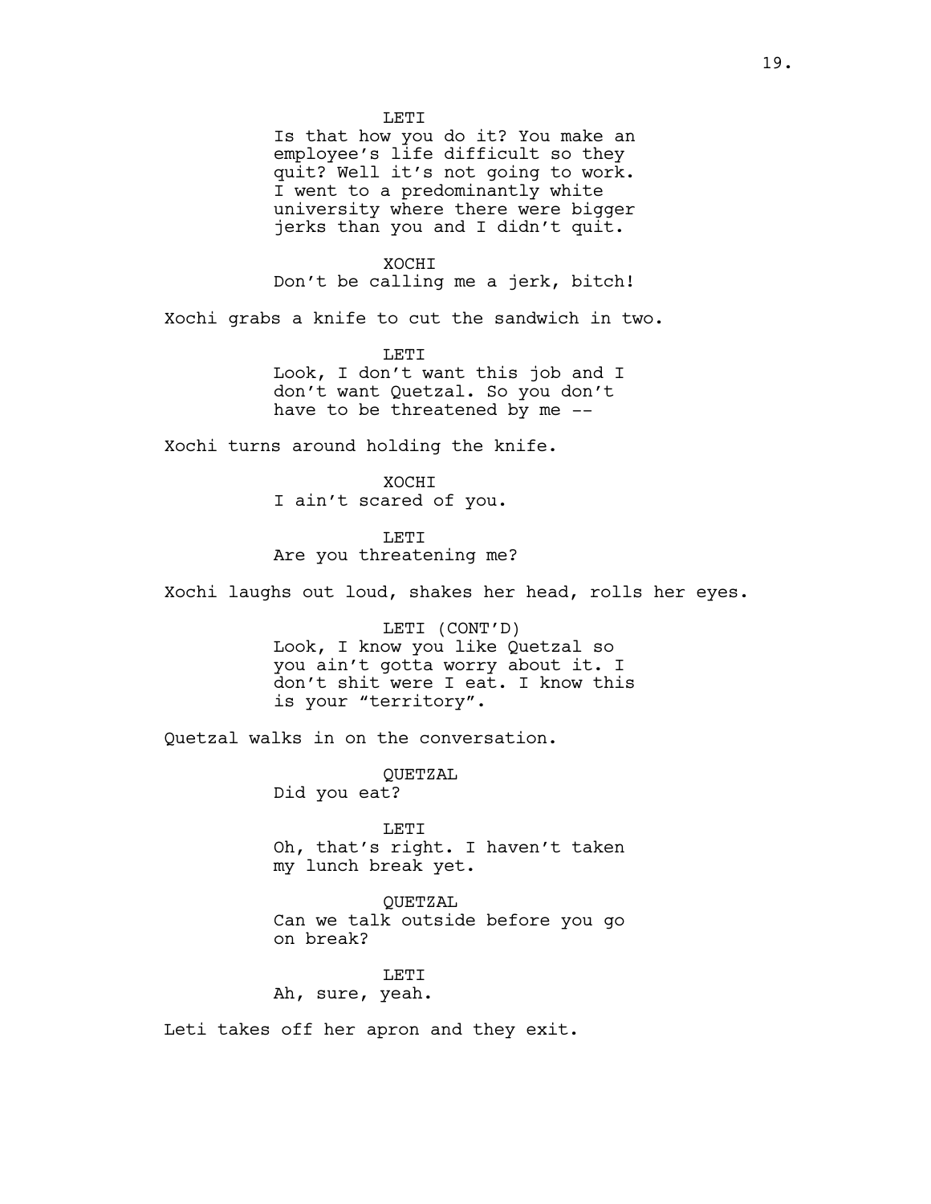LETI
Is that how you do it? You make an employee's life difficult so they quit? Well it's not going to work. I went to a predominantly white university where there were bigger jerks than you and I didn't quit.

XOCHI
Don't be calling me a jerk, bitch!

Xochi grabs a knife to cut the sandwich in two.

LETI
Look, I don't want this job and I don't want Quetzal. So you don't have to be threatened by me --

Xochi turns around holding the knife.

XOCHI
I ain't scared of you.

LETI
Are you threatening me?

Xochi laughs out loud, shakes her head, rolls her eyes.

LETI (CONT'D)
Look, I know you like Quetzal so you ain't gotta worry about it. I don't shit were I eat. I know this is your "territory".

Quetzal walks in on the conversation.

QUETZAL
Did you eat?

LETI
Oh, that's right. I haven't taken my lunch break yet.

QUETZAL
Can we talk outside before you go on break?

LETI
Ah, sure, yeah.

Leti takes off her apron and they exit.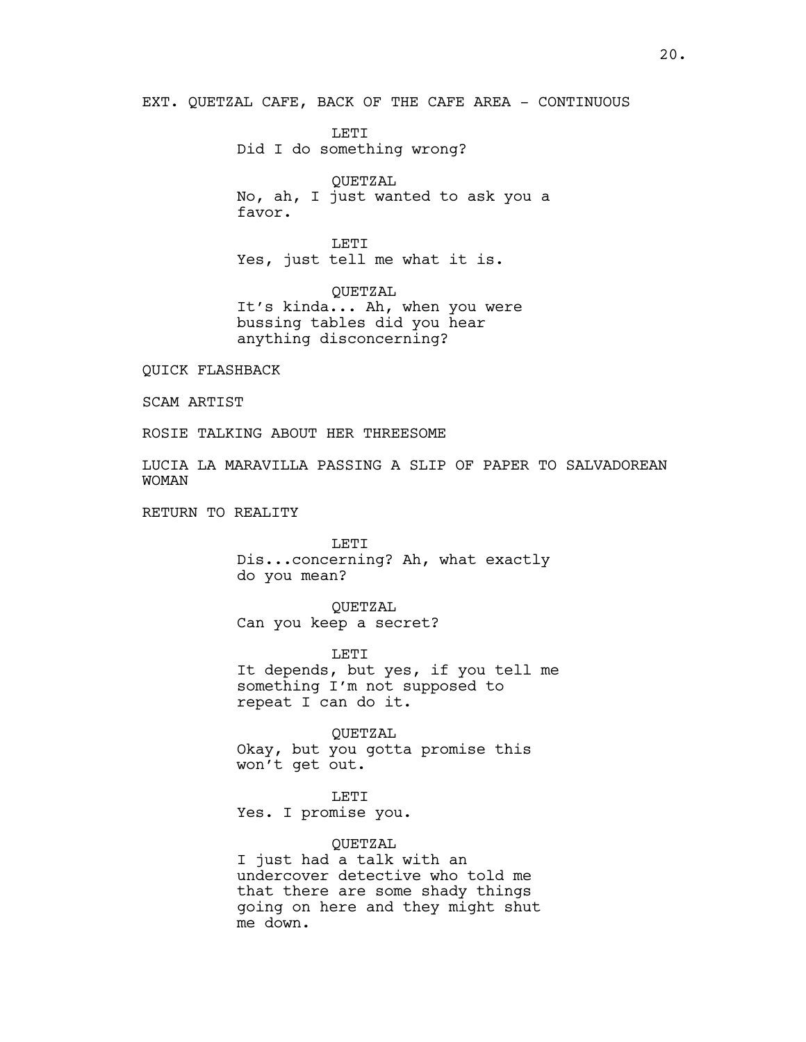EXT. QUETZAL CAFE, BACK OF THE CAFE AREA - CONTINUOUS

LETI
Did I do something wrong?

QUETZAL
No, ah, I just wanted to ask you a favor.

LETI
Yes, just tell me what it is.

QUETZAL
It's kinda... Ah, when you were bussing tables did you hear anything disconcerning?

QUICK FLASHBACK

SCAM ARTIST

ROSIE TALKING ABOUT HER THREESOME

LUCIA LA MARAVILLA PASSING A SLIP OF PAPER TO SALVADOREAN WOMAN

RETURN TO REALITY

LETI
Dis...concerning? Ah, what exactly do you mean?

QUETZAL
Can you keep a secret?

LETI
It depends, but yes, if you tell me something I'm not supposed to repeat I can do it.

QUETZAL
Okay, but you gotta promise this won't get out.

LETI
Yes. I promise you.

QUETZAL
I just had a talk with an undercover detective who told me that there are some shady things going on here and they might shut me down.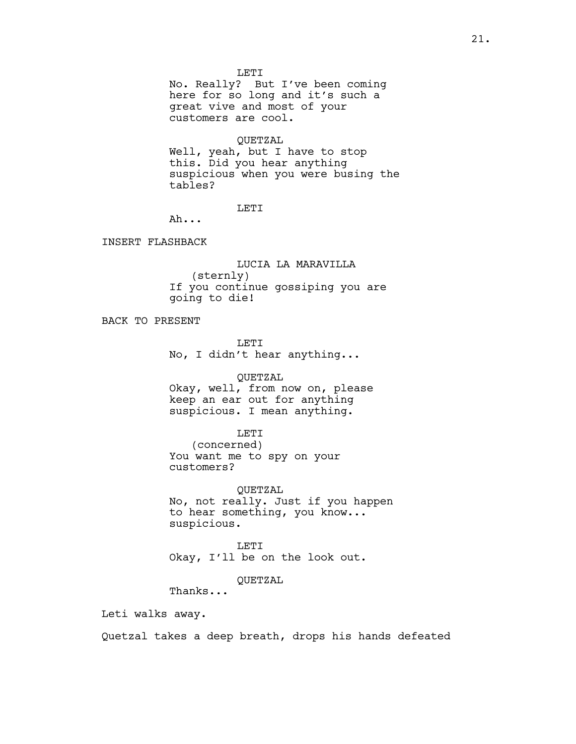LETI
No. Really? But I've been coming here for so long and it's such a great vive and most of your customers are cool.

QUETZAL
Well, yeah, but I have to stop this. Did you hear anything suspicious when you were busing the tables?

LETI
Ah...

INSERT FLASHBACK

LUCIA LA MARAVILLA
(sternly)
If you continue gossiping you are going to die!

BACK TO PRESENT

LETI
No, I didn't hear anything...

QUETZAL
Okay, well, from now on, please keep an ear out for anything suspicious. I mean anything.

LETI
(concerned)
You want me to spy on your customers?

QUETZAL
No, not really. Just if you happen to hear something, you know... suspicious.

LETI
Okay, I'll be on the look out.

QUETZAL
Thanks...

Leti walks away.

Quetzal takes a deep breath, drops his hands defeated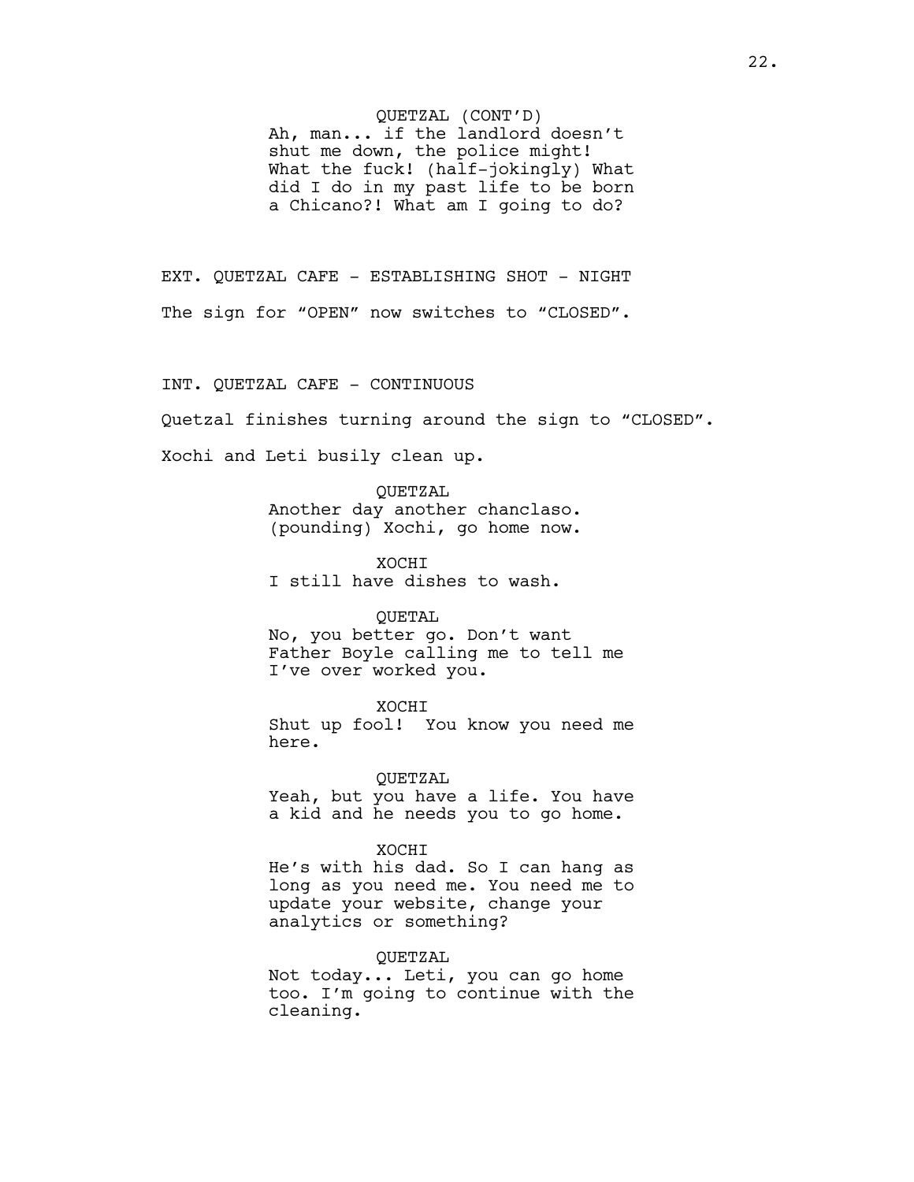QUETZAL (CONT'D)
Ah, man... if the landlord doesn't shut me down, the police might! What the fuck! (half-jokingly) What did I do in my past life to be born a Chicano?! What am I going to do?

EXT. QUETZAL CAFE - ESTABLISHING SHOT - NIGHT

The sign for "OPEN" now switches to "CLOSED".

INT. QUETZAL CAFE - CONTINUOUS

Quetzal finishes turning around the sign to "CLOSED".

Xochi and Leti busily clean up.

QUETZAL
Another day another chanclaso. (pounding) Xochi, go home now.

XOCHI
I still have dishes to wash.

QUETAL
No, you better go. Don't want Father Boyle calling me to tell me I've over worked you.

XOCHI
Shut up fool! You know you need me here.

QUETZAL
Yeah, but you have a life. You have a kid and he needs you to go home.

XOCHI
He's with his dad. So I can hang as long as you need me. You need me to update your website, change your analytics or something?

QUETZAL
Not today... Leti, you can go home too. I'm going to continue with the cleaning.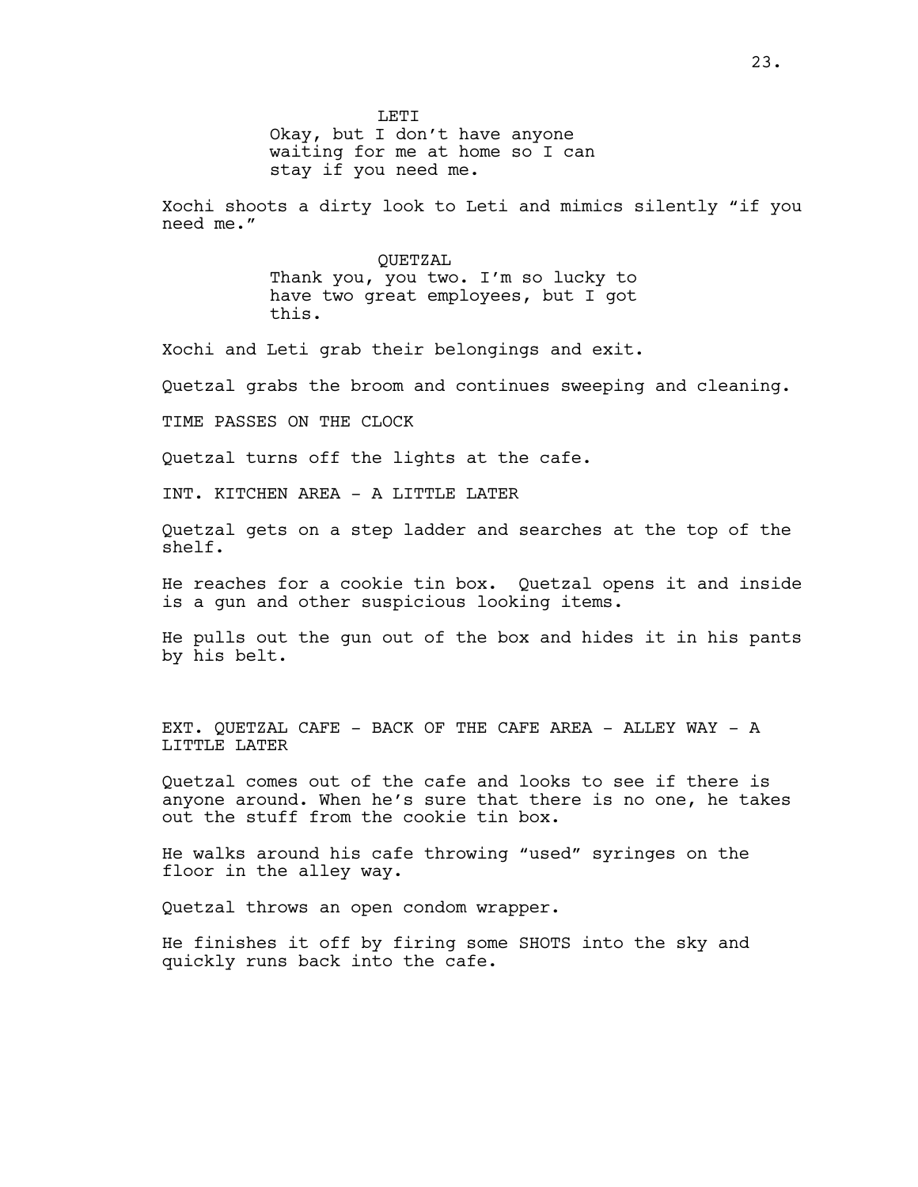LETI

Okay, but I don't have anyone waiting for me at home so I can stay if you need me.

Xochi shoots a dirty look to Leti and mimics silently "if you need me."

QUETZAL

Thank you, you two. I'm so lucky to have two great employees, but I got this.

Xochi and Leti grab their belongings and exit.

Quetzal grabs the broom and continues sweeping and cleaning.

TIME PASSES ON THE CLOCK

Quetzal turns off the lights at the cafe.

INT. KITCHEN AREA - A LITTLE LATER

Quetzal gets on a step ladder and searches at the top of the shelf.

He reaches for a cookie tin box. Quetzal opens it and inside is a gun and other suspicious looking items.

He pulls out the gun out of the box and hides it in his pants by his belt.

EXT. QUETZAL CAFE - BACK OF THE CAFE AREA - ALLEY WAY - A LITTLE LATER

Quetzal comes out of the cafe and looks to see if there is anyone around. When he's sure that there is no one, he takes out the stuff from the cookie tin box.

He walks around his cafe throwing "used" syringes on the floor in the alley way.

Quetzal throws an open condom wrapper.

He finishes it off by firing some SHOTS into the sky and quickly runs back into the cafe.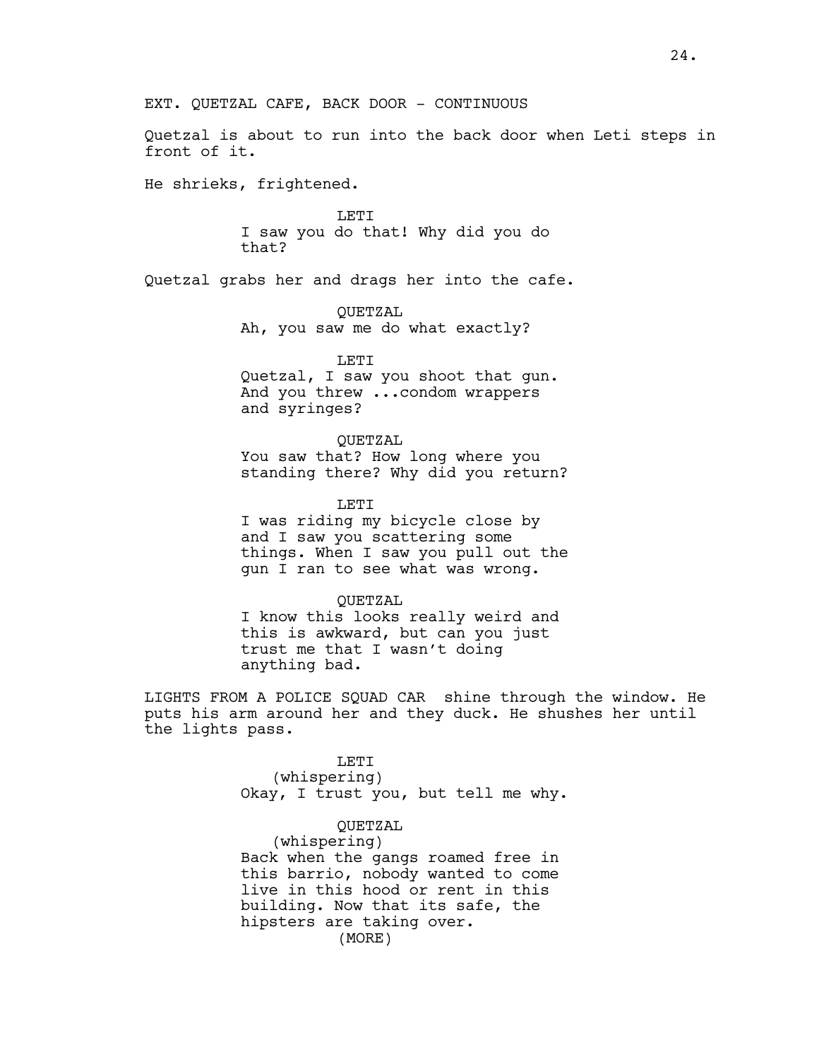EXT. QUETZAL CAFE, BACK DOOR - CONTINUOUS

Quetzal is about to run into the back door when Leti steps in front of it.

He shrieks, frightened.

LETI
I saw you do that! Why did you do that?

Quetzal grabs her and drags her into the cafe.

QUETZAL
Ah, you saw me do what exactly?

LETI
Quetzal, I saw you shoot that gun. And you threw ...condom wrappers and syringes?

QUETZAL
You saw that? How long where you standing there? Why did you return?

LETI
I was riding my bicycle close by and I saw you scattering some things. When I saw you pull out the gun I ran to see what was wrong.

QUETZAL
I know this looks really weird and this is awkward, but can you just trust me that I wasn't doing anything bad.

LIGHTS FROM A POLICE SQUAD CAR shine through the window. He puts his arm around her and they duck. He shushes her until the lights pass.

LETI
(whispering)
Okay, I trust you, but tell me why.

QUETZAL
(whispering)
Back when the gangs roamed free in this barrio, nobody wanted to come live in this hood or rent in this building. Now that its safe, the hipsters are taking over.
(MORE)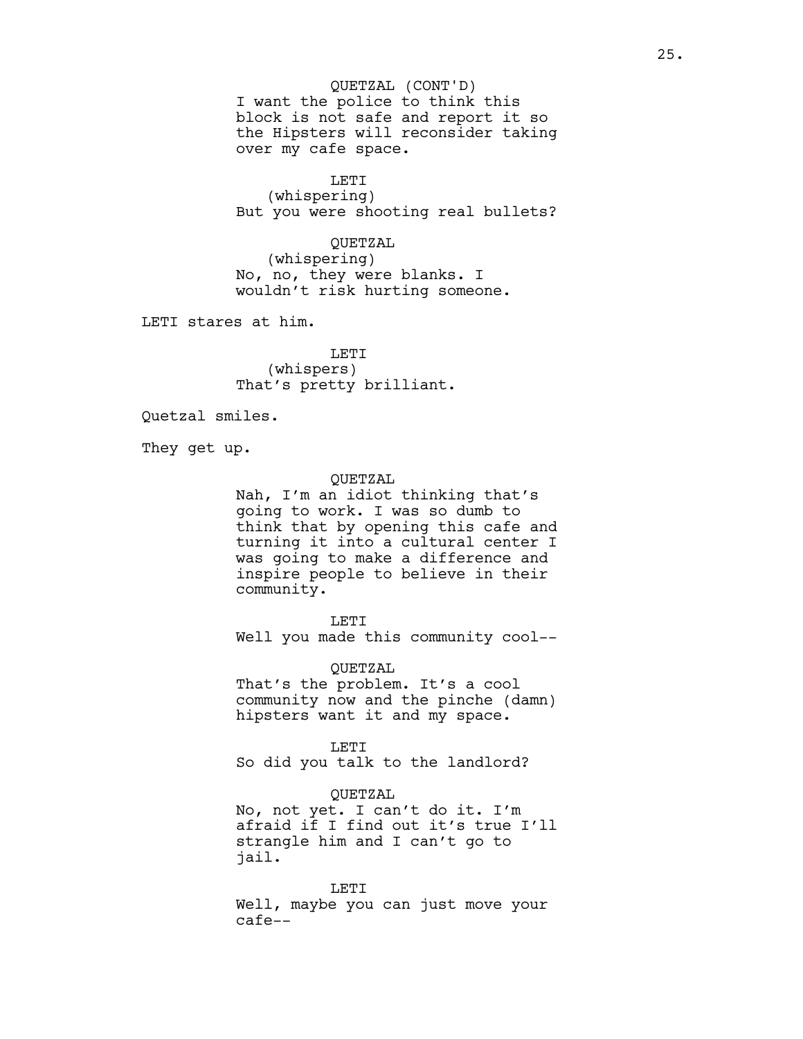QUETZAL (CONT'D)

I want the police to think this block is not safe and report it so the Hipsters will reconsider taking over my cafe space.

LETI

(whispering)

But you were shooting real bullets?

QUETZAL

(whispering)

No, no, they were blanks. I wouldn't risk hurting someone.

LETI stares at him.

LETI

(whispers)

That's pretty brilliant.

Quetzal smiles.

They get up.

QUETZAL

Nah, I'm an idiot thinking that's going to work. I was so dumb to think that by opening this cafe and turning it into a cultural center I was going to make a difference and inspire people to believe in their community.

LETI

Well you made this community cool--

QUETZAL

That's the problem. It's a cool community now and the pinche (damn) hipsters want it and my space.

LETI

So did you talk to the landlord?

QUETZAL

No, not yet. I can't do it. I'm afraid if I find out it's true I'll strangle him and I can't go to jail.

LETI

Well, maybe you can just move your cafe--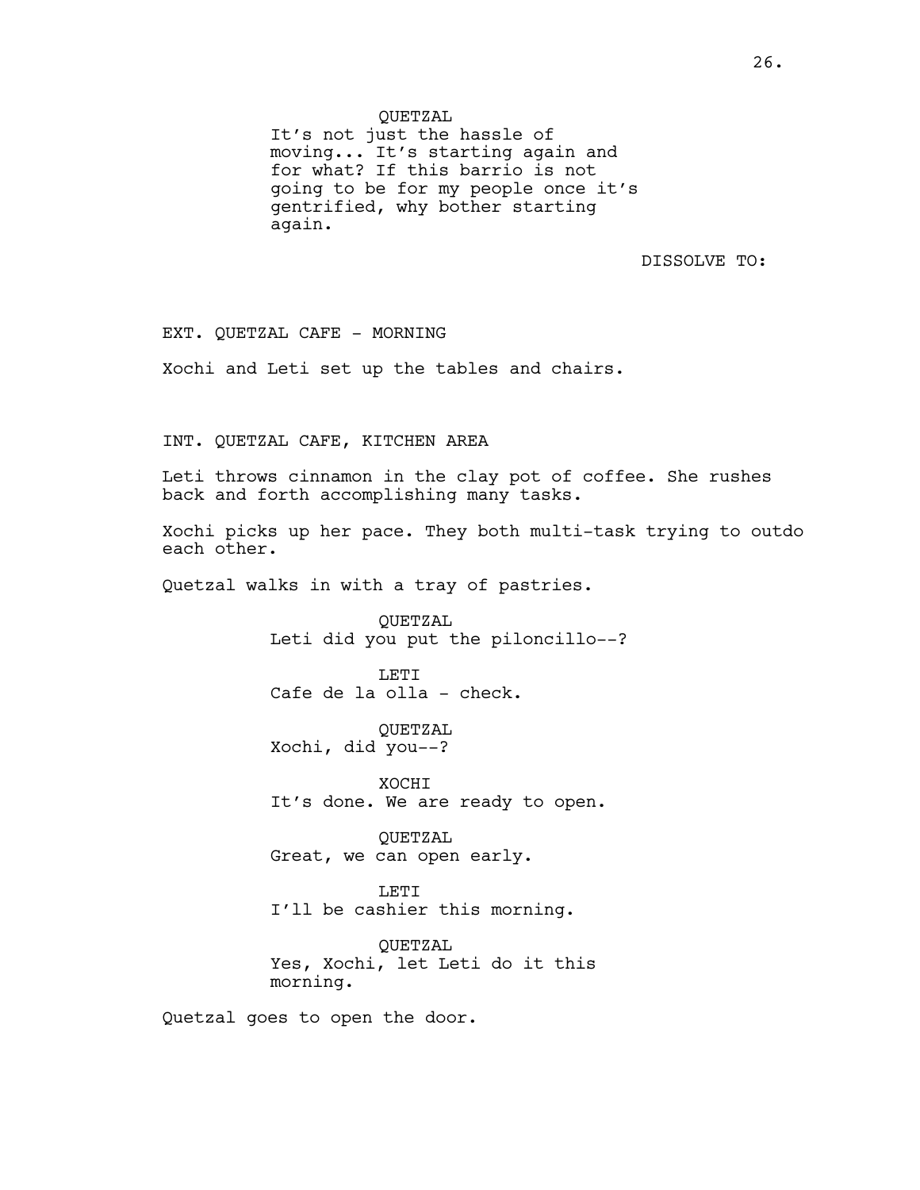QUETZAL

It's not just the hassle of moving... It's starting again and for what? If this barrio is not going to be for my people once it's gentrified, why bother starting again.

DISSOLVE TO:

EXT. QUETZAL CAFE - MORNING

Xochi and Leti set up the tables and chairs.

INT. QUETZAL CAFE, KITCHEN AREA

Leti throws cinnamon in the clay pot of coffee. She rushes back and forth accomplishing many tasks.

Xochi picks up her pace. They both multi-task trying to outdo each other.

Quetzal walks in with a tray of pastries.

QUETZAL

Leti did you put the piloncillo--?

LETI

Cafe de la olla - check.

QUETZAL

Xochi, did you--?

XOCHI

It's done. We are ready to open.

QUETZAL

Great, we can open early.

LETI

I'll be cashier this morning.

QUETZAL

Yes, Xochi, let Leti do it this morning.

Quetzal goes to open the door.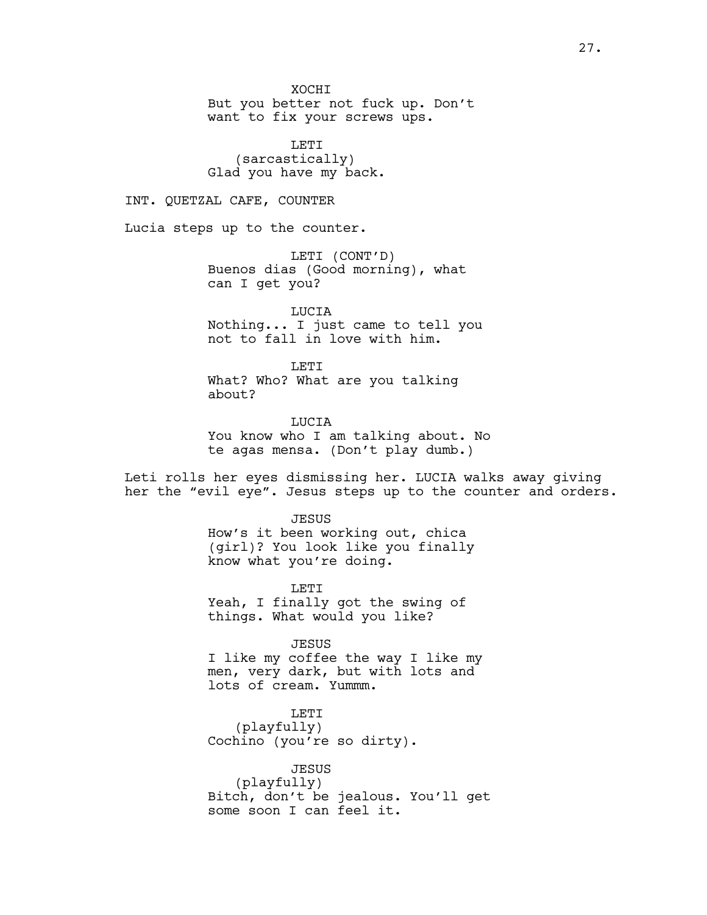XOCHI
But you better not fuck up. Don't want to fix your screws ups.

LETI
(sarcastically)
Glad you have my back.

INT. QUETZAL CAFE, COUNTER

Lucia steps up to the counter.

LETI (CONT'D)
Buenos dias (Good morning), what can I get you?

LUCIA
Nothing... I just came to tell you not to fall in love with him.

LETI
What? Who? What are you talking about?

LUCIA
You know who I am talking about. No te agas mensa. (Don't play dumb.)

Leti rolls her eyes dismissing her. LUCIA walks away giving her the "evil eye". Jesus steps up to the counter and orders.

JESUS
How's it been working out, chica (girl)? You look like you finally know what you're doing.

LETI
Yeah, I finally got the swing of things. What would you like?

JESUS
I like my coffee the way I like my men, very dark, but with lots and lots of cream. Yummm.

LETI
(playfully)
Cochino (you're so dirty).

JESUS
(playfully)
Bitch, don't be jealous. You'll get some soon I can feel it.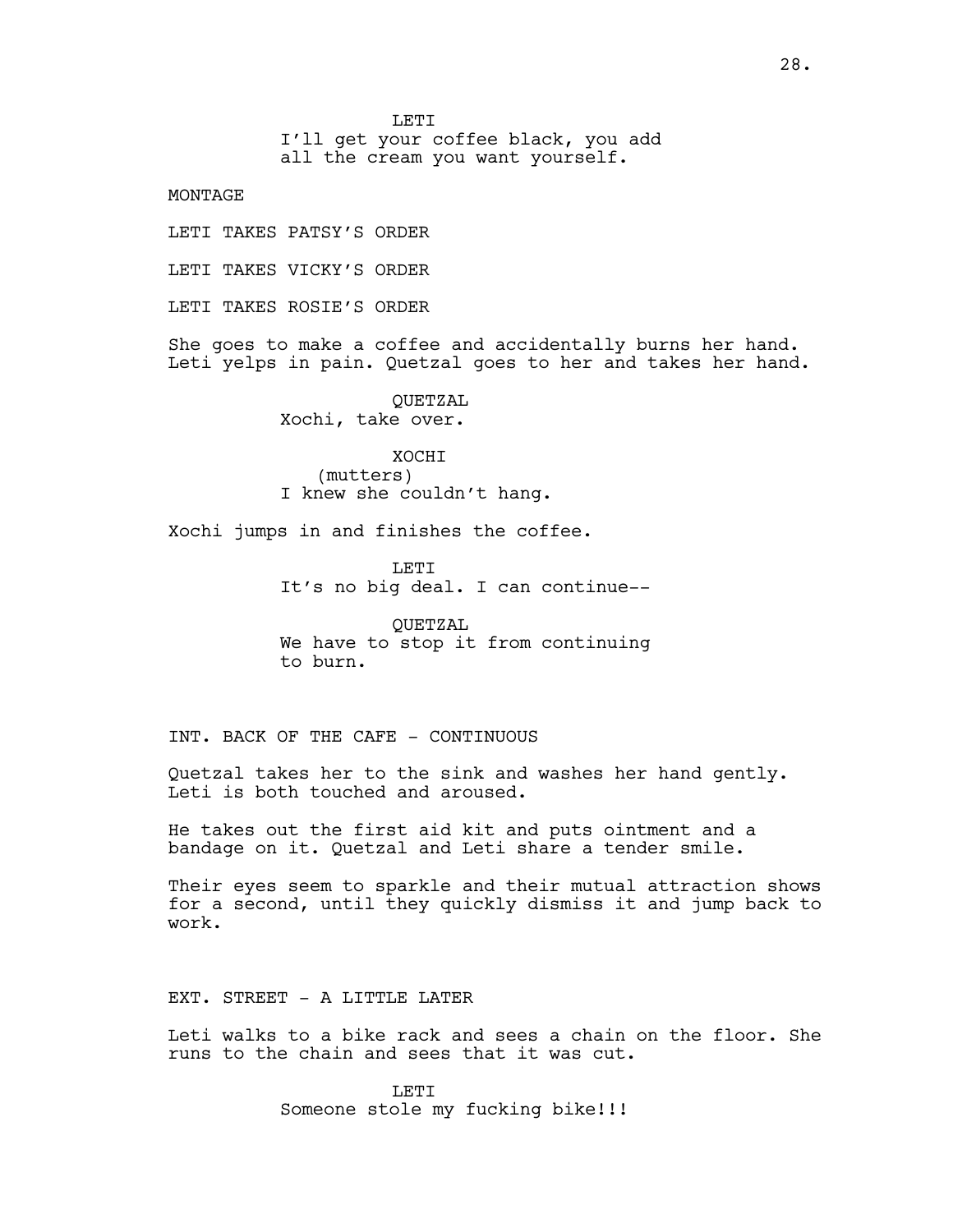LETI

I'll get your coffee black, you add all the cream you want yourself.

MONTAGE

LETI TAKES PATSY'S ORDER

LETI TAKES VICKY'S ORDER

LETI TAKES ROSIE'S ORDER

She goes to make a coffee and accidentally burns her hand. Leti yelps in pain. Quetzal goes to her and takes her hand.

QUETZAL

Xochi, take over.

XOCHI

(mutters)

I knew she couldn't hang.

Xochi jumps in and finishes the coffee.

LETI

It's no big deal. I can continue--

QUETZAL

We have to stop it from continuing to burn.

INT. BACK OF THE CAFE - CONTINUOUS

Quetzal takes her to the sink and washes her hand gently. Leti is both touched and aroused.

He takes out the first aid kit and puts ointment and a bandage on it. Quetzal and Leti share a tender smile.

Their eyes seem to sparkle and their mutual attraction shows for a second, until they quickly dismiss it and jump back to work.

EXT. STREET - A LITTLE LATER

Leti walks to a bike rack and sees a chain on the floor. She runs to the chain and sees that it was cut.

LETI

Someone stole my fucking bike!!!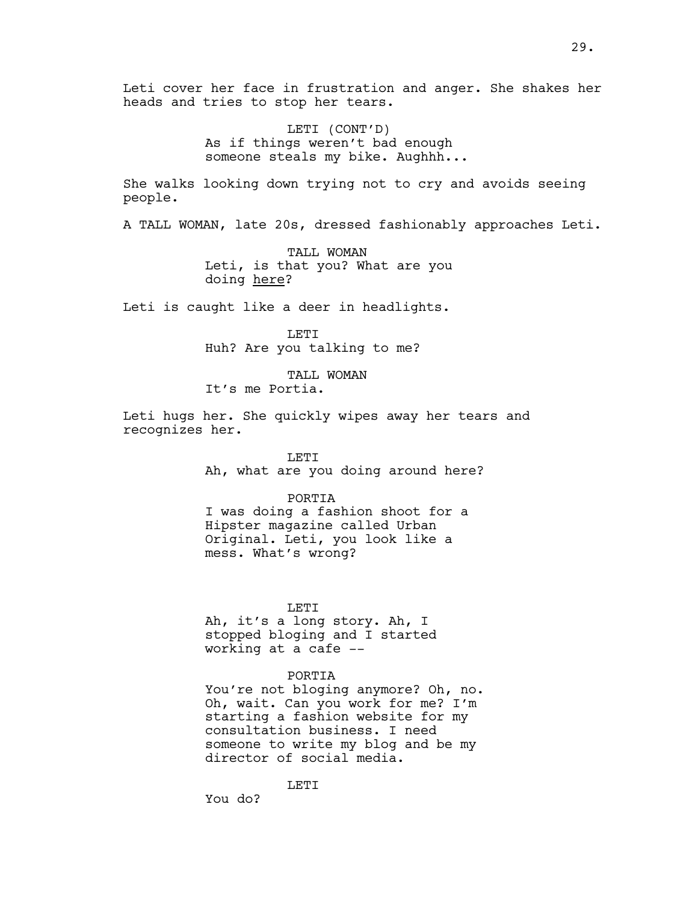Leti cover her face in frustration and anger. She shakes her heads and tries to stop her tears.

LETI (CONT'D)
As if things weren't bad enough someone steals my bike. Aughhh...

She walks looking down trying not to cry and avoids seeing people.

A TALL WOMAN, late 20s, dressed fashionably approaches Leti.

TALL WOMAN
Leti, is that you? What are you doing <u>here</u>?

Leti is caught like a deer in headlights.

LETI
Huh? Are you talking to me?

TALL WOMAN
It's me Portia.

Leti hugs her. She quickly wipes away her tears and recognizes her.

LETI
Ah, what are you doing around here?

PORTIA
I was doing a fashion shoot for a Hipster magazine called Urban Original. Leti, you look like a mess. What's wrong?

LETI
Ah, it's a long story. Ah, I stopped bloging and I started working at a cafe --

PORTIA
You're not bloging anymore? Oh, no. Oh, wait. Can you work for me? I'm starting a fashion website for my consultation business. I need someone to write my blog and be my director of social media.

LETI
You do?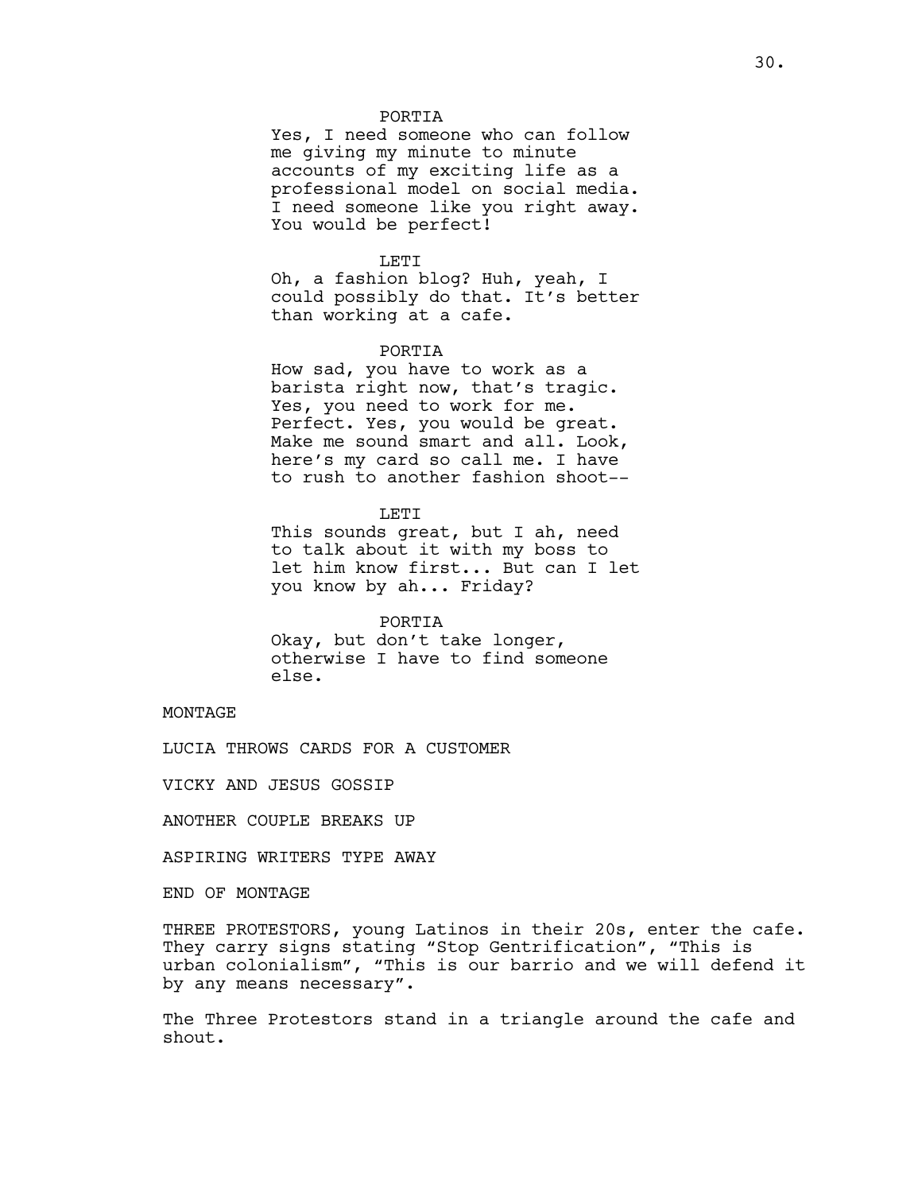PORTIA
Yes, I need someone who can follow me giving my minute to minute accounts of my exciting life as a professional model on social media. I need someone like you right away. You would be perfect!

LETI
Oh, a fashion blog? Huh, yeah, I could possibly do that. It's better than working at a cafe.

PORTIA
How sad, you have to work as a barista right now, that's tragic. Yes, you need to work for me. Perfect. Yes, you would be great. Make me sound smart and all. Look, here's my card so call me. I have to rush to another fashion shoot--

LETI
This sounds great, but I ah, need to talk about it with my boss to let him know first... But can I let you know by ah... Friday?

PORTIA
Okay, but don't take longer, otherwise I have to find someone else.

MONTAGE

LUCIA THROWS CARDS FOR A CUSTOMER

VICKY AND JESUS GOSSIP

ANOTHER COUPLE BREAKS UP

ASPIRING WRITERS TYPE AWAY

END OF MONTAGE

THREE PROTESTORS, young Latinos in their 20s, enter the cafe. They carry signs stating "Stop Gentrification", "This is urban colonialism", "This is our barrio and we will defend it by any means necessary".

The Three Protestors stand in a triangle around the cafe and shout.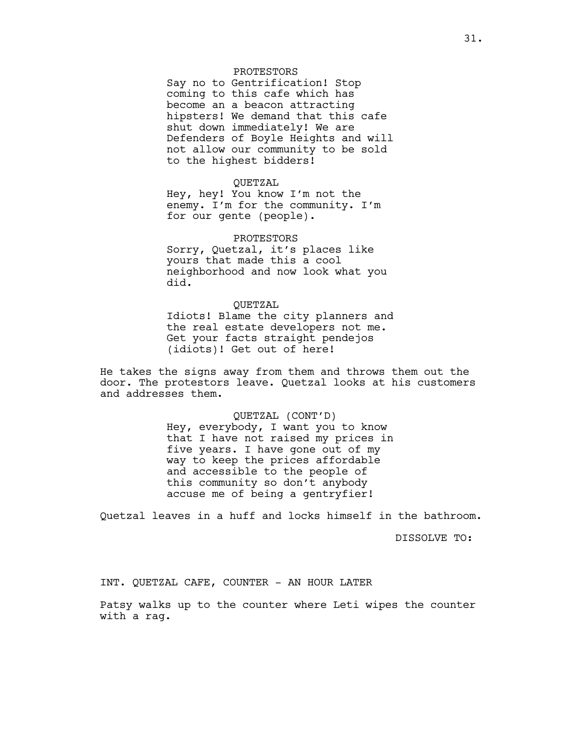PROTESTORS
Say no to Gentrification! Stop coming to this cafe which has become an a beacon attracting hipsters! We demand that this cafe shut down immediately! We are Defenders of Boyle Heights and will not allow our community to be sold to the highest bidders!

QUETZAL
Hey, hey! You know I'm not the enemy. I'm for the community. I'm for our gente (people).

PROTESTORS
Sorry, Quetzal, it's places like yours that made this a cool neighborhood and now look what you did.

QUETZAL
Idiots! Blame the city planners and the real estate developers not me. Get your facts straight pendejos (idiots)! Get out of here!

He takes the signs away from them and throws them out the door. The protestors leave. Quetzal looks at his customers and addresses them.

QUETZAL (CONT'D)
Hey, everybody, I want you to know that I have not raised my prices in five years. I have gone out of my way to keep the prices affordable and accessible to the people of this community so don't anybody accuse me of being a gentryfier!

Quetzal leaves in a huff and locks himself in the bathroom.

DISSOLVE TO:

INT. QUETZAL CAFE, COUNTER - AN HOUR LATER

Patsy walks up to the counter where Leti wipes the counter with a rag.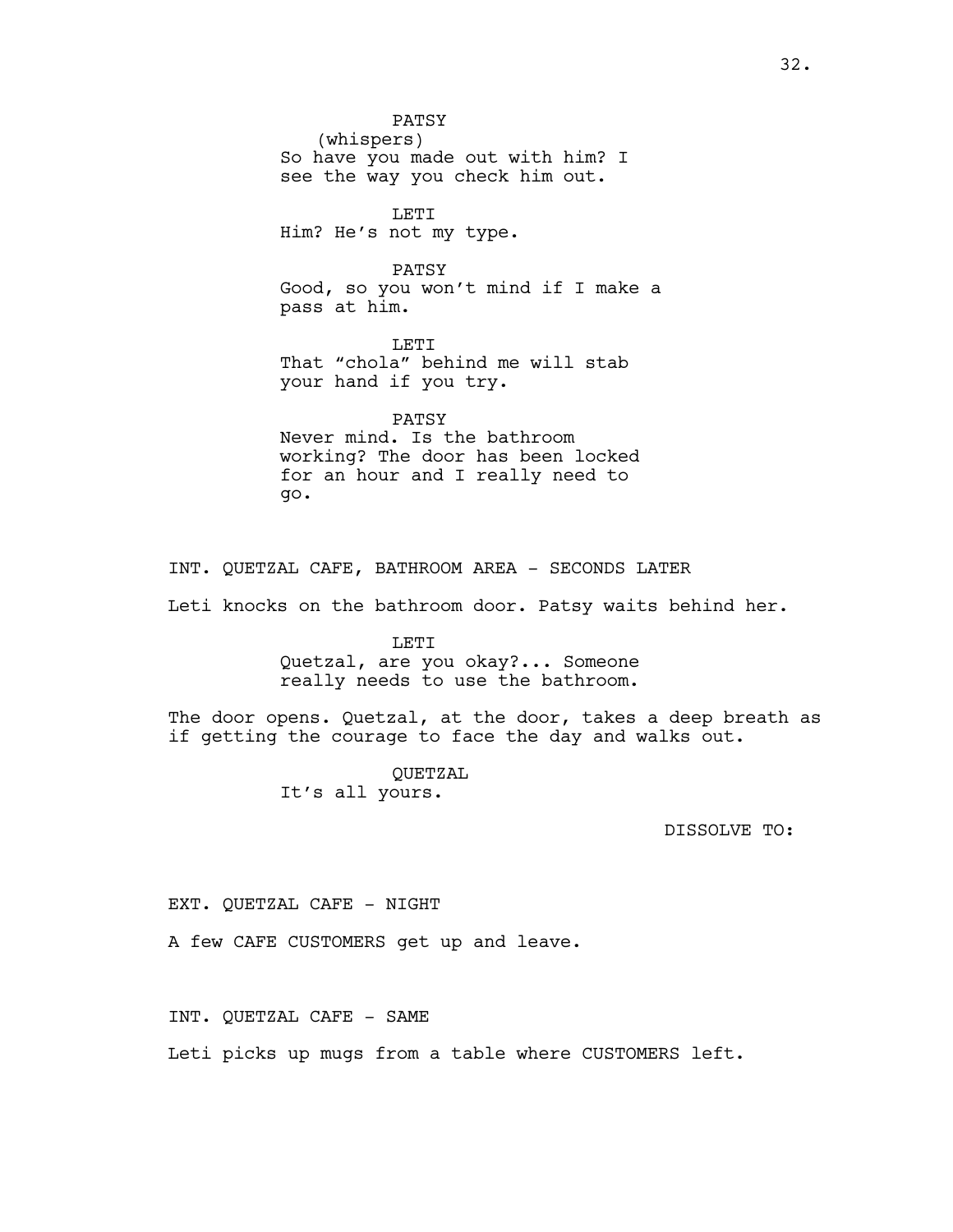PATSY
(whispers)
So have you made out with him? I see the way you check him out.

LETI
Him? He's not my type.

PATSY
Good, so you won't mind if I make a pass at him.

LETI
That "chola" behind me will stab your hand if you try.

PATSY
Never mind. Is the bathroom working? The door has been locked for an hour and I really need to go.

INT. QUETZAL CAFE, BATHROOM AREA - SECONDS LATER

Leti knocks on the bathroom door. Patsy waits behind her.

LETI
Quetzal, are you okay?... Someone really needs to use the bathroom.

The door opens. Quetzal, at the door, takes a deep breath as if getting the courage to face the day and walks out.

QUETZAL
It's all yours.

DISSOLVE TO:

EXT. QUETZAL CAFE - NIGHT

A few CAFE CUSTOMERS get up and leave.

INT. QUETZAL CAFE - SAME

Leti picks up mugs from a table where CUSTOMERS left.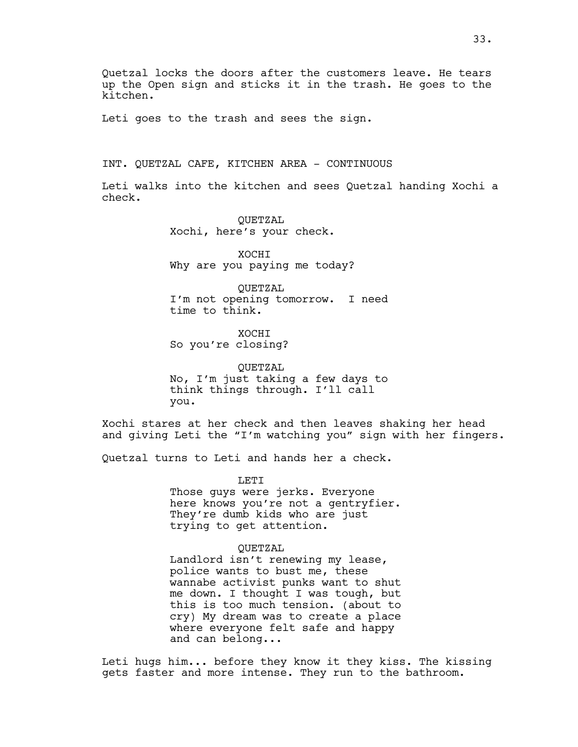Quetzal locks the doors after the customers leave. He tears up the Open sign and sticks it in the trash. He goes to the kitchen.

Leti goes to the trash and sees the sign.

INT. QUETZAL CAFE, KITCHEN AREA - CONTINUOUS

Leti walks into the kitchen and sees Quetzal handing Xochi a check.

QUETZAL
Xochi, here's your check.

XOCHI
Why are you paying me today?

QUETZAL
I'm not opening tomorrow. I need time to think.

XOCHI
So you're closing?

QUETZAL
No, I'm just taking a few days to think things through. I'll call you.

Xochi stares at her check and then leaves shaking her head and giving Leti the "I'm watching you" sign with her fingers.

Quetzal turns to Leti and hands her a check.

LETI
Those guys were jerks. Everyone here knows you're not a gentryfier. They're dumb kids who are just trying to get attention.

QUETZAL
Landlord isn't renewing my lease, police wants to bust me, these wannabe activist punks want to shut me down. I thought I was tough, but this is too much tension. (about to cry) My dream was to create a place where everyone felt safe and happy and can belong...

Leti hugs him... before they know it they kiss. The kissing gets faster and more intense. They run to the bathroom.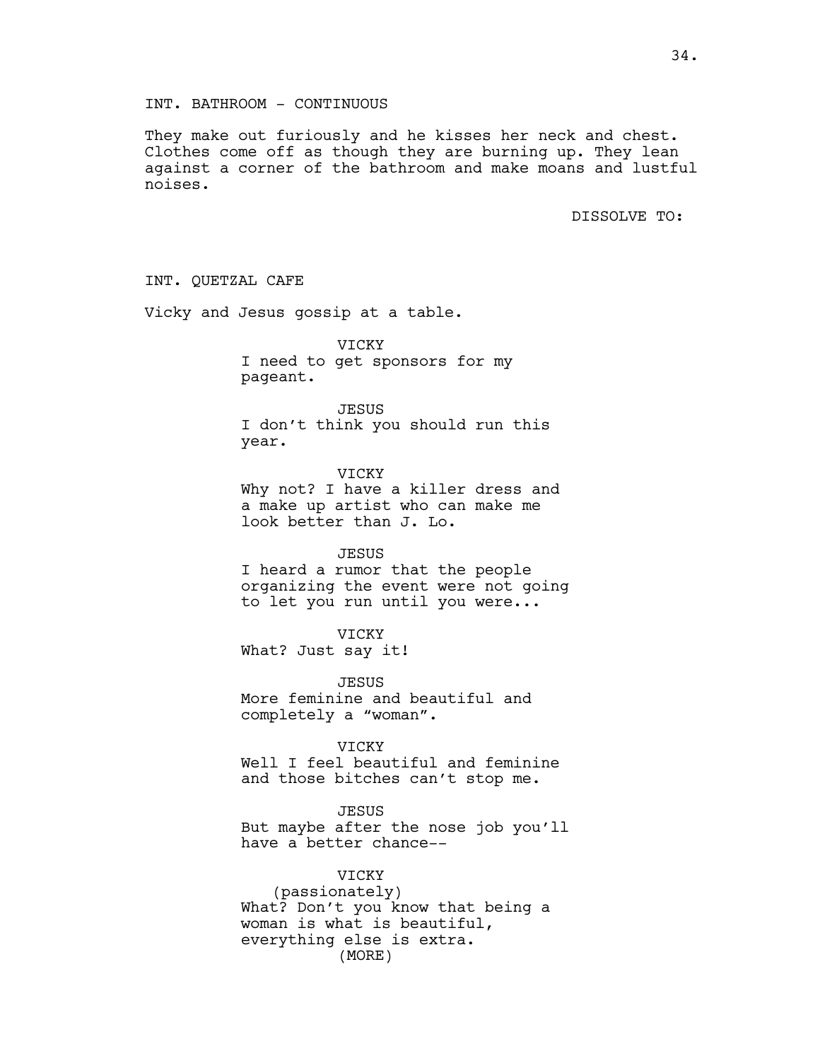INT. BATHROOM - CONTINUOUS

They make out furiously and he kisses her neck and chest. Clothes come off as though they are burning up. They lean against a corner of the bathroom and make moans and lustful noises.

DISSOLVE TO:

INT. QUETZAL CAFE

Vicky and Jesus gossip at a table.

VICKY
I need to get sponsors for my pageant.

JESUS
I don't think you should run this year.

VICKY
Why not? I have a killer dress and a make up artist who can make me look better than J. Lo.

JESUS
I heard a rumor that the people organizing the event were not going to let you run until you were...

VICKY
What? Just say it!

JESUS
More feminine and beautiful and completely a "woman".

VICKY
Well I feel beautiful and feminine and those bitches can't stop me.

JESUS
But maybe after the nose job you'll have a better chance--

VICKY
(passionately)
What? Don't you know that being a woman is what is beautiful, everything else is extra.
(MORE)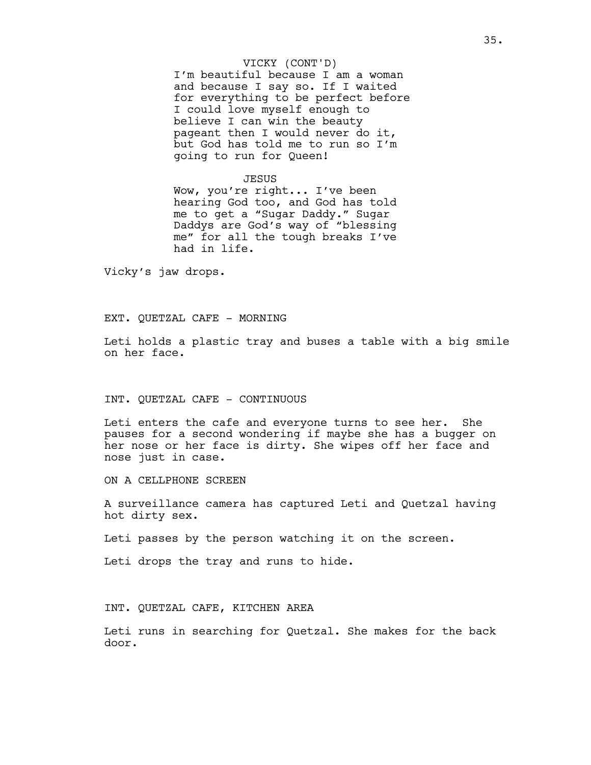VICKY (CONT'D)
I'm beautiful because I am a woman and because I say so. If I waited for everything to be perfect before I could love myself enough to believe I can win the beauty pageant then I would never do it, but God has told me to run so I'm going to run for Queen!

JESUS
Wow, you're right... I've been hearing God too, and God has told me to get a "Sugar Daddy." Sugar Daddys are God's way of "blessing me" for all the tough breaks I've had in life.

Vicky's jaw drops.

EXT. QUETZAL CAFE - MORNING

Leti holds a plastic tray and buses a table with a big smile on her face.

INT. QUETZAL CAFE - CONTINUOUS

Leti enters the cafe and everyone turns to see her. She pauses for a second wondering if maybe she has a bugger on her nose or her face is dirty. She wipes off her face and nose just in case.

ON A CELLPHONE SCREEN

A surveillance camera has captured Leti and Quetzal having hot dirty sex.

Leti passes by the person watching it on the screen.

Leti drops the tray and runs to hide.

INT. QUETZAL CAFE, KITCHEN AREA

Leti runs in searching for Quetzal. She makes for the back door.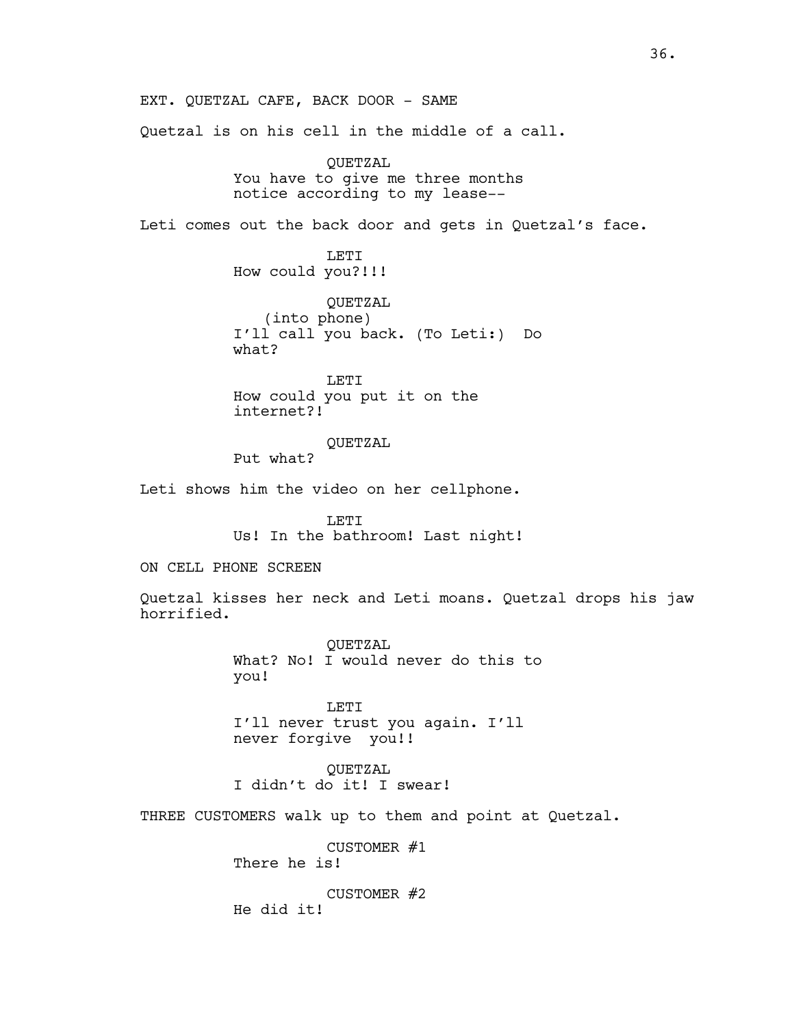EXT. QUETZAL CAFE, BACK DOOR - SAME

Quetzal is on his cell in the middle of a call.

QUETZAL
You have to give me three months notice according to my lease--

Leti comes out the back door and gets in Quetzal's face.

LETI
How could you?!!!

QUETZAL
(into phone)
I'll call you back. (To Leti:) Do what?

LETI
How could you put it on the internet?!

QUETZAL
Put what?

Leti shows him the video on her cellphone.

LETI
Us! In the bathroom! Last night!

ON CELL PHONE SCREEN

Quetzal kisses her neck and Leti moans. Quetzal drops his jaw horrified.

QUETZAL
What? No! I would never do this to you!

LETI
I'll never trust you again. I'll never forgive you!!

QUETZAL
I didn't do it! I swear!

THREE CUSTOMERS walk up to them and point at Quetzal.

CUSTOMER #1
There he is!

CUSTOMER #2
He did it!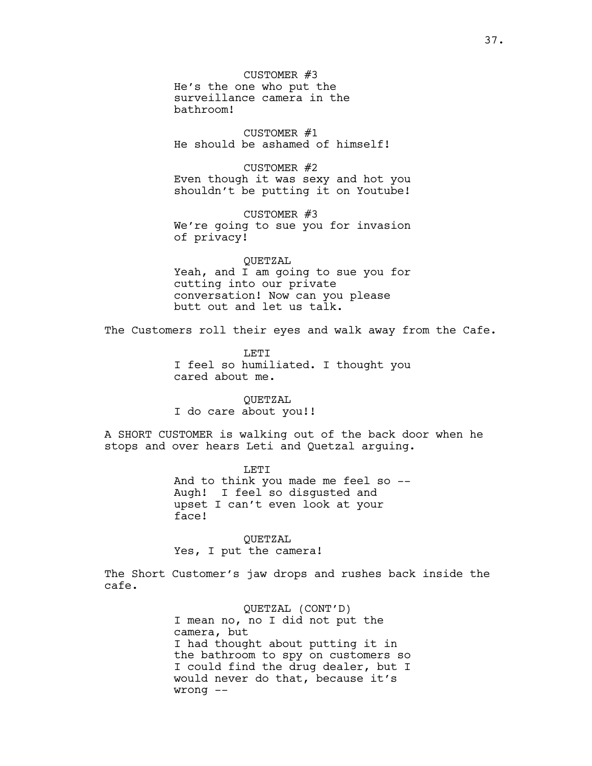CUSTOMER #3
He’s the one who put the surveillance camera in the bathroom!

CUSTOMER #1
He should be ashamed of himself!

CUSTOMER #2
Even though it was sexy and hot you shouldn’t be putting it on Youtube!

CUSTOMER #3
We’re going to sue you for invasion of privacy!

QUETZAL
Yeah, and I am going to sue you for cutting into our private conversation! Now can you please butt out and let us talk.

The Customers roll their eyes and walk away from the Cafe.

LETI
I feel so humiliated. I thought you cared about me.

QUETZAL
I do care about you!!

A SHORT CUSTOMER is walking out of the back door when he stops and over hears Leti and Quetzal arguing.

LETI
And to think you made me feel so -- Augh! I feel so disgusted and upset I can’t even look at your face!

QUETZAL
Yes, I put the camera!

The Short Customer’s jaw drops and rushes back inside the cafe.

QUETZAL (CONT’D)
I mean no, no I did not put the camera, but
I had thought about putting it in the bathroom to spy on customers so I could find the drug dealer, but I would never do that, because it’s wrong --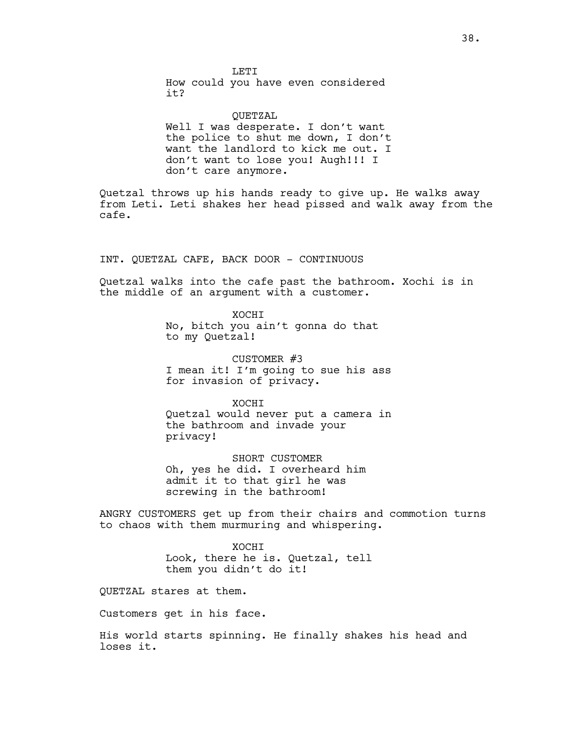LETI
How could you have even considered it?

QUETZAL
Well I was desperate. I don't want the police to shut me down, I don't want the landlord to kick me out. I don't want to lose you! Augh!!! I don't care anymore.

Quetzal throws up his hands ready to give up. He walks away from Leti. Leti shakes her head pissed and walk away from the cafe.

INT. QUETZAL CAFE, BACK DOOR - CONTINUOUS

Quetzal walks into the cafe past the bathroom. Xochi is in the middle of an argument with a customer.

XOCHI
No, bitch you ain't gonna do that to my Quetzal!

CUSTOMER #3
I mean it! I'm going to sue his ass for invasion of privacy.

XOCHI
Quetzal would never put a camera in the bathroom and invade your privacy!

SHORT CUSTOMER
Oh, yes he did. I overheard him admit it to that girl he was screwing in the bathroom!

ANGRY CUSTOMERS get up from their chairs and commotion turns to chaos with them murmuring and whispering.

XOCHI
Look, there he is. Quetzal, tell them you didn't do it!

QUETZAL stares at them.

Customers get in his face.

His world starts spinning. He finally shakes his head and loses it.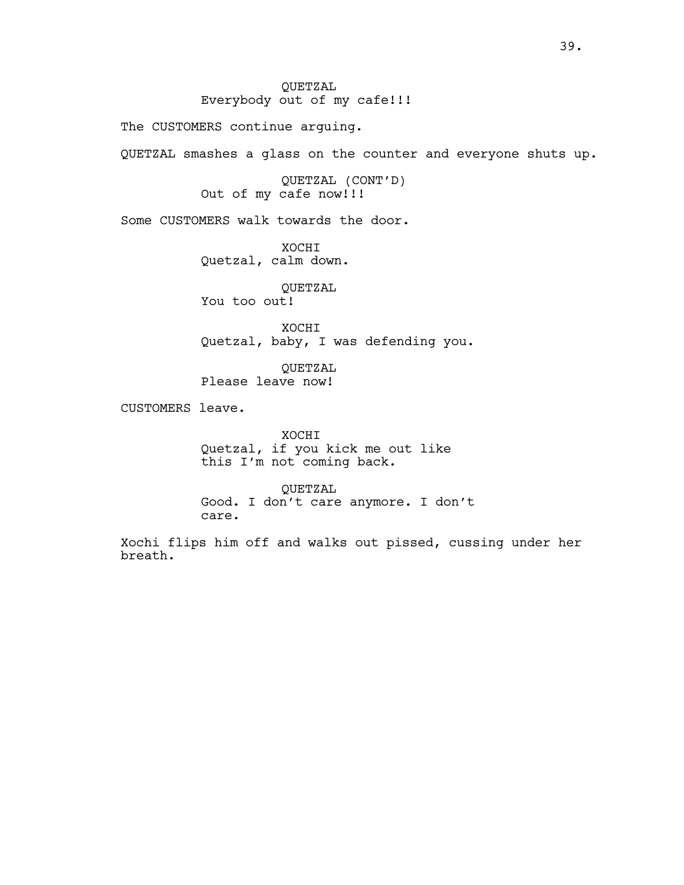QUETZAL
Everybody out of my cafe!!!

The CUSTOMERS continue arguing.

QUETZAL smashes a glass on the counter and everyone shuts up.

QUETZAL (CONT'D)
Out of my cafe now!!!

Some CUSTOMERS walk towards the door.

XOCHI
Quetzal, calm down.

QUETZAL
You too out!

XOCHI
Quetzal, baby, I was defending you.

QUETZAL
Please leave now!

CUSTOMERS leave.

XOCHI
Quetzal, if you kick me out like this I'm not coming back.

QUETZAL
Good. I don't care anymore. I don't care.

Xochi flips him off and walks out pissed, cussing under her breath.